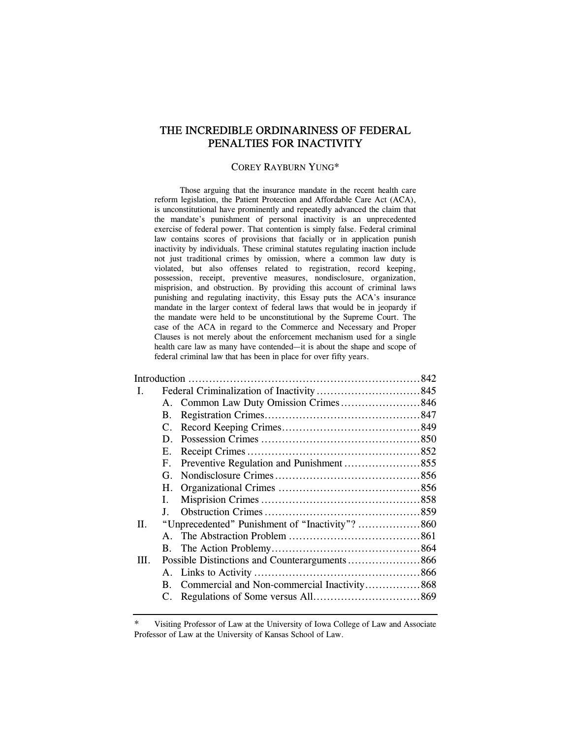# THE INCREDIBLE ORDINARINESS OF FEDERAL PENALTIES FOR INACTIVITY

COREY RAYBURN YUNG*

Those arguing that the insurance mandate in the recent health care reform legislation, the Patient Protection and Affordable Care Act (ACA), is unconstitutional have prominently and repeatedly advanced the claim that the mandate's punishment of personal inactivity is an unprecedented exercise of federal power. That contention is simply false. Federal criminal law contains scores of provisions that facially or in application punish inactivity by individuals. These criminal statutes regulating inaction include not just traditional crimes by omission, where a common law duty is violated, but also offenses related to registration, record keeping, possession, receipt, preventive measures, nondisclosure, organization, misprision, and obstruction. By providing this account of criminal laws punishing and regulating inactivity, this Essay puts the ACA's insurance mandate in the larger context of federal laws that would be in jeopardy if the mandate were held to be unconstitutional by the Supreme Court. The case of the ACA in regard to the Commerce and Necessary and Proper Clauses is not merely about the enforcement mechanism used for a single health care law as many have contended—it is about the shape and scope of federal criminal law that has been in place for over fifty years.

| | | |
|---|---|---|
| Introduction | | 842 |
| I. | Federal Criminalization of Inactivity | 845 |
| | A. Common Law Duty Omission Crimes | 846 |
| | B. Registration Crimes | 847 |
| | C. Record Keeping Crimes | 849 |
| | D. Possession Crimes | 850 |
| | E. Receipt Crimes | 852 |
| | F. Preventive Regulation and Punishment | 855 |
| | G. Nondisclosure Crimes | 856 |
| | H. Organizational Crimes | 856 |
| | I. Misprision Crimes | 858 |
| | J. Obstruction Crimes | 859 |
| II. | "Unprecedented" Punishment of "Inactivity"? | 860 |
| | A. The Abstraction Problem | 861 |
| | B. The Action Problemy | 864 |
| III. | Possible Distinctions and Counterarguments | 866 |
| | A. Links to Activity | 866 |
| | B. Commercial and Non-commercial Inactivity | 868 |
| | C. Regulations of Some versus All | 869 |

\* Visiting Professor of Law at the University of Iowa College of Law and Associate Professor of Law at the University of Kansas School of Law.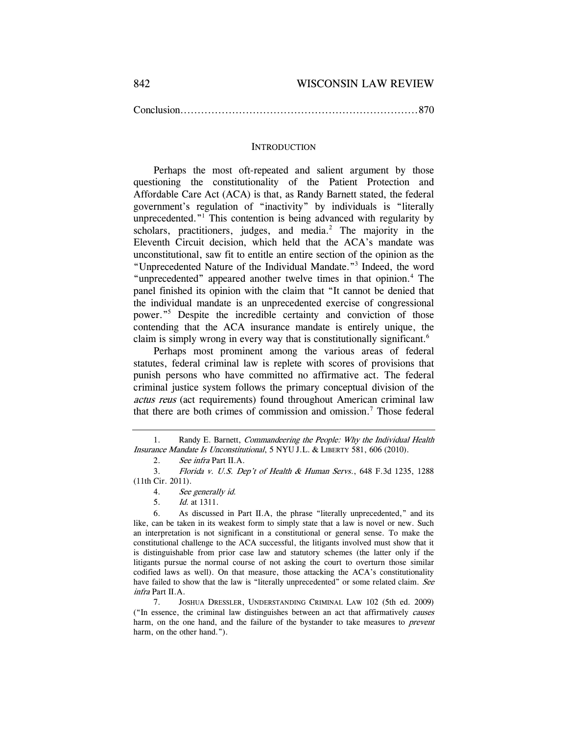Conclusion......................................................................870

## INTRODUCTION

Perhaps the most oft-repeated and salient argument by those questioning the constitutionality of the Patient Protection and Affordable Care Act (ACA) is that, as Randy Barnett stated, the federal government's regulation of "inactivity" by individuals is "literally unprecedented."[1] This contention is being advanced with regularity by scholars, practitioners, judges, and media.[2] The majority in the Eleventh Circuit decision, which held that the ACA's mandate was unconstitutional, saw fit to entitle an entire section of the opinion as the "Unprecedented Nature of the Individual Mandate."[3] Indeed, the word "unprecedented" appeared another twelve times in that opinion.[4] The panel finished its opinion with the claim that "It cannot be denied that the individual mandate is an unprecedented exercise of congressional power."[5] Despite the incredible certainty and conviction of those contending that the ACA insurance mandate is entirely unique, the claim is simply wrong in every way that is constitutionally significant.[6]

Perhaps most prominent among the various areas of federal statutes, federal criminal law is replete with scores of provisions that punish persons who have committed no affirmative act. The federal criminal justice system follows the primary conceptual division of the *actus reus* (act requirements) found throughout American criminal law that there are both crimes of commission and omission.[7] Those federal

---

1. Randy E. Barnett, *Commandeering the People: Why the Individual Health Insurance Mandate Is Unconstitutional*, 5 NYU J.L. & LIBERTY 581, 606 (2010).

2. *See infra* Part II.A.

3. *Florida v. U.S. Dep't of Health & Human Servs.*, 648 F.3d 1235, 1288 (11th Cir. 2011).

4. *See generally id.*

5. *Id.* at 1311.

6. As discussed in Part II.A, the phrase "literally unprecedented," and its like, can be taken in its weakest form to simply state that a law is novel or new. Such an interpretation is not significant in a constitutional or general sense. To make the constitutional challenge to the ACA successful, the litigants involved must show that it is distinguishable from prior case law and statutory schemes (the latter only if the litigants pursue the normal course of not asking the court to overturn those similar codified laws as well). On that measure, those attacking the ACA's constitutionality have failed to show that the law is "literally unprecedented" or some related claim. *See infra* Part II.A.

7. JOSHUA DRESSLER, UNDERSTANDING CRIMINAL LAW 102 (5th ed. 2009) ("In essence, the criminal law distinguishes between an act that affirmatively *causes* harm, on the one hand, and the failure of the bystander to take measures to *prevent* harm, on the other hand.").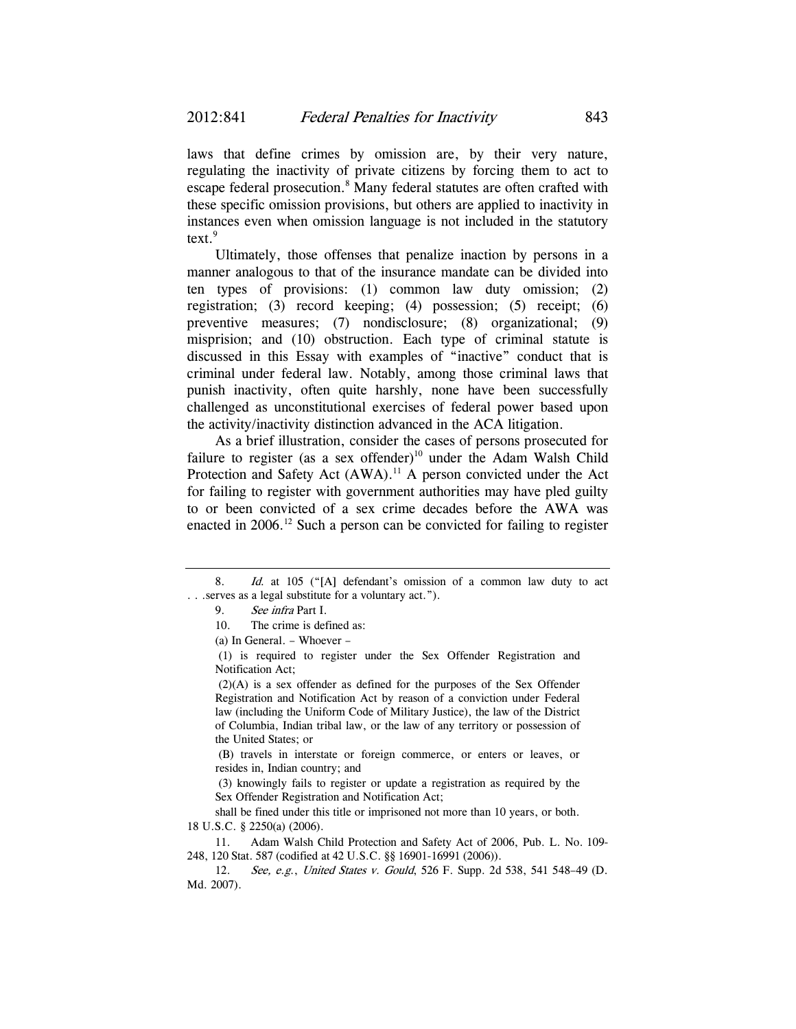laws that define crimes by omission are, by their very nature, regulating the inactivity of private citizens by forcing them to act to escape federal prosecution.[8] Many federal statutes are often crafted with these specific omission provisions, but others are applied to inactivity in instances even when omission language is not included in the statutory text.[9]

Ultimately, those offenses that penalize inaction by persons in a manner analogous to that of the insurance mandate can be divided into ten types of provisions: (1) common law duty omission; (2) registration; (3) record keeping; (4) possession; (5) receipt; (6) preventive measures; (7) nondisclosure; (8) organizational; (9) misprision; and (10) obstruction. Each type of criminal statute is discussed in this Essay with examples of "inactive" conduct that is criminal under federal law. Notably, among those criminal laws that punish inactivity, often quite harshly, none have been successfully challenged as unconstitutional exercises of federal power based upon the activity/inactivity distinction advanced in the ACA litigation.

As a brief illustration, consider the cases of persons prosecuted for failure to register (as a sex offender)[10] under the Adam Walsh Child Protection and Safety Act (AWA).[11] A person convicted under the Act for failing to register with government authorities may have pled guilty to or been convicted of a sex crime decades before the AWA was enacted in 2006.[12] Such a person can be convicted for failing to register

---

8. *Id.* at 105 ("[A] defendant's omission of a common law duty to act . . .serves as a legal substitute for a voluntary act.").

9. *See infra* Part I.

10. The crime is defined as:

> (a) In General. – Whoever –
>
> (1) is required to register under the Sex Offender Registration and Notification Act;
>
> (2)(A) is a sex offender as defined for the purposes of the Sex Offender Registration and Notification Act by reason of a conviction under Federal law (including the Uniform Code of Military Justice), the law of the District of Columbia, Indian tribal law, or the law of any territory or possession of the United States; or
>
> (B) travels in interstate or foreign commerce, or enters or leaves, or resides in, Indian country; and
>
> (3) knowingly fails to register or update a registration as required by the Sex Offender Registration and Notification Act;
>
> shall be fined under this title or imprisoned not more than 10 years, or both.

18 U.S.C. § 2250(a) (2006).

11. Adam Walsh Child Protection and Safety Act of 2006, Pub. L. No. 109-248, 120 Stat. 587 (codified at 42 U.S.C. §§ 16901-16991 (2006)).

12. *See, e.g.*, *United States v. Gould*, 526 F. Supp. 2d 538, 541 548–49 (D. Md. 2007).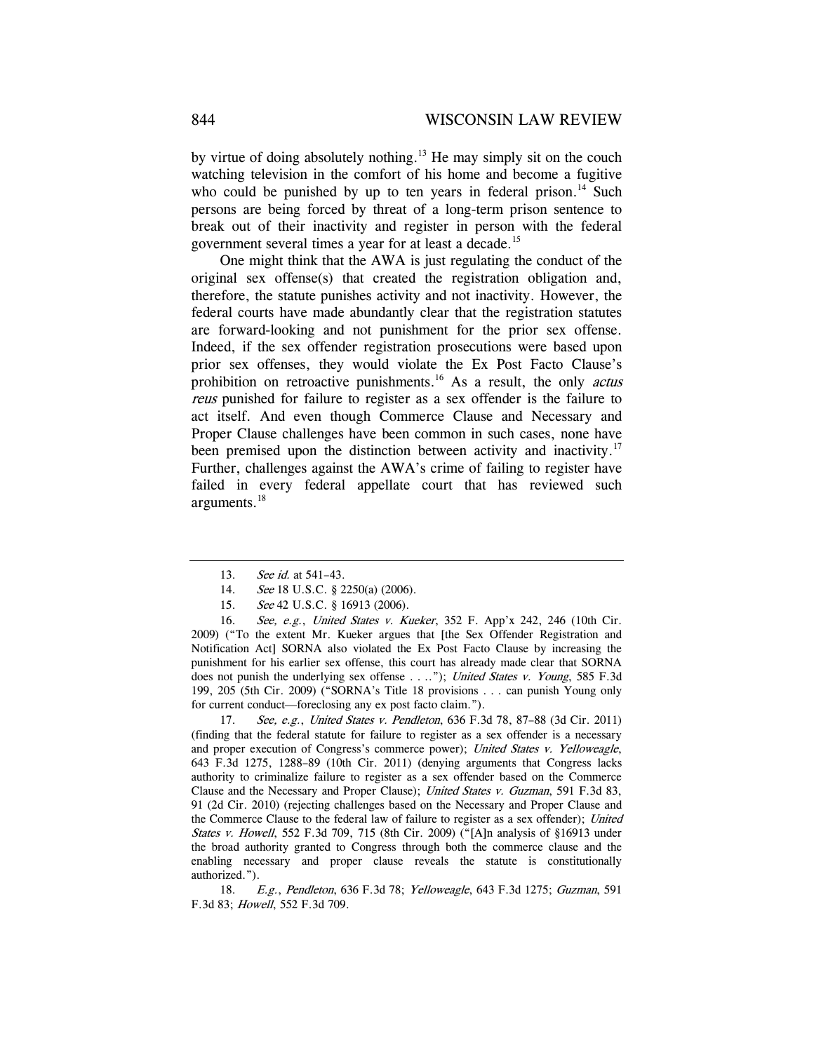by virtue of doing absolutely nothing.[13] He may simply sit on the couch watching television in the comfort of his home and become a fugitive who could be punished by up to ten years in federal prison.[14] Such persons are being forced by threat of a long-term prison sentence to break out of their inactivity and register in person with the federal government several times a year for at least a decade.[15]

One might think that the AWA is just regulating the conduct of the original sex offense(s) that created the registration obligation and, therefore, the statute punishes activity and not inactivity. However, the federal courts have made abundantly clear that the registration statutes are forward-looking and not punishment for the prior sex offense. Indeed, if the sex offender registration prosecutions were based upon prior sex offenses, they would violate the Ex Post Facto Clause's prohibition on retroactive punishments.[16] As a result, the only *actus reus* punished for failure to register as a sex offender is the failure to act itself. And even though Commerce Clause and Necessary and Proper Clause challenges have been common in such cases, none have been premised upon the distinction between activity and inactivity.[17] Further, challenges against the AWA's crime of failing to register have failed in every federal appellate court that has reviewed such arguments.[18]

---

13. *See id.* at 541–43.

14. *See* 18 U.S.C. § 2250(a) (2006).

15. *See* 42 U.S.C. § 16913 (2006).

16. *See, e.g.*, *United States v. Kueker*, 352 F. App'x 242, 246 (10th Cir. 2009) ("To the extent Mr. Kueker argues that [the Sex Offender Registration and Notification Act] SORNA also violated the Ex Post Facto Clause by increasing the punishment for his earlier sex offense, this court has already made clear that SORNA does not punish the underlying sex offense . . .."); *United States v. Young*, 585 F.3d 199, 205 (5th Cir. 2009) ("SORNA's Title 18 provisions . . . can punish Young only for current conduct—foreclosing any ex post facto claim.").

17. *See, e.g.*, *United States v. Pendleton*, 636 F.3d 78, 87–88 (3d Cir. 2011) (finding that the federal statute for failure to register as a sex offender is a necessary and proper execution of Congress's commerce power); *United States v. Yelloweagle*, 643 F.3d 1275, 1288–89 (10th Cir. 2011) (denying arguments that Congress lacks authority to criminalize failure to register as a sex offender based on the Commerce Clause and the Necessary and Proper Clause); *United States v. Guzman*, 591 F.3d 83, 91 (2d Cir. 2010) (rejecting challenges based on the Necessary and Proper Clause and the Commerce Clause to the federal law of failure to register as a sex offender); *United States v. Howell*, 552 F.3d 709, 715 (8th Cir. 2009) ("[A]n analysis of §16913 under the broad authority granted to Congress through both the commerce clause and the enabling necessary and proper clause reveals the statute is constitutionally authorized.").

18. *E.g.*, *Pendleton*, 636 F.3d 78; *Yelloweagle*, 643 F.3d 1275; *Guzman*, 591 F.3d 83; *Howell*, 552 F.3d 709.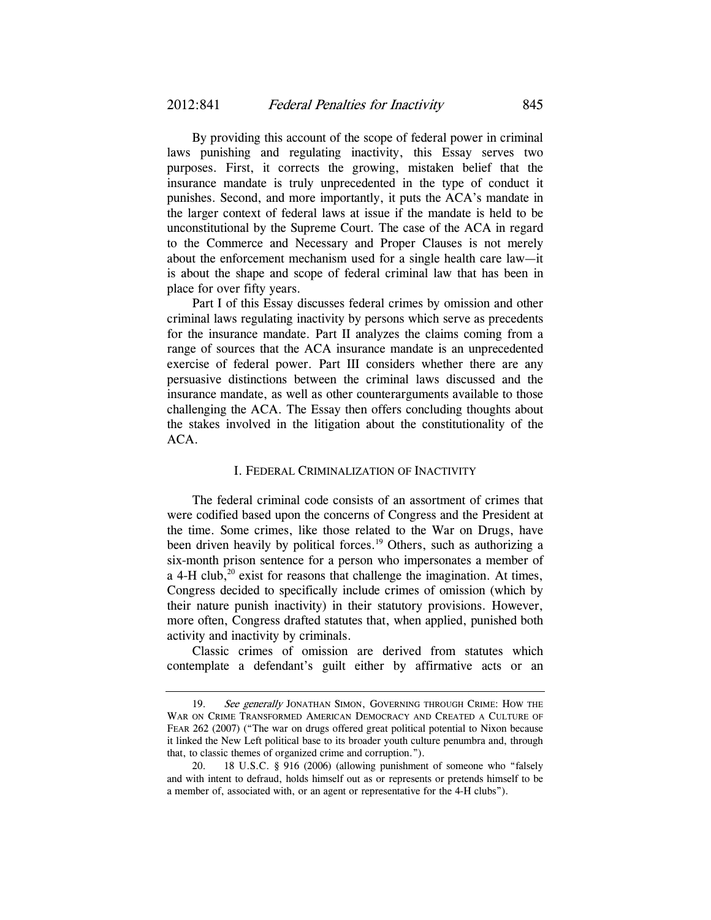By providing this account of the scope of federal power in criminal laws punishing and regulating inactivity, this Essay serves two purposes. First, it corrects the growing, mistaken belief that the insurance mandate is truly unprecedented in the type of conduct it punishes. Second, and more importantly, it puts the ACA's mandate in the larger context of federal laws at issue if the mandate is held to be unconstitutional by the Supreme Court. The case of the ACA in regard to the Commerce and Necessary and Proper Clauses is not merely about the enforcement mechanism used for a single health care law—it is about the shape and scope of federal criminal law that has been in place for over fifty years.

Part I of this Essay discusses federal crimes by omission and other criminal laws regulating inactivity by persons which serve as precedents for the insurance mandate. Part II analyzes the claims coming from a range of sources that the ACA insurance mandate is an unprecedented exercise of federal power. Part III considers whether there are any persuasive distinctions between the criminal laws discussed and the insurance mandate, as well as other counterarguments available to those challenging the ACA. The Essay then offers concluding thoughts about the stakes involved in the litigation about the constitutionality of the ACA.

## I. FEDERAL CRIMINALIZATION OF INACTIVITY

The federal criminal code consists of an assortment of crimes that were codified based upon the concerns of Congress and the President at the time. Some crimes, like those related to the War on Drugs, have been driven heavily by political forces.[19] Others, such as authorizing a six-month prison sentence for a person who impersonates a member of a 4-H club,[20] exist for reasons that challenge the imagination. At times, Congress decided to specifically include crimes of omission (which by their nature punish inactivity) in their statutory provisions. However, more often, Congress drafted statutes that, when applied, punished both activity and inactivity by criminals.

Classic crimes of omission are derived from statutes which contemplate a defendant's guilt either by affirmative acts or an

---

19. *See generally* JONATHAN SIMON, GOVERNING THROUGH CRIME: HOW THE WAR ON CRIME TRANSFORMED AMERICAN DEMOCRACY AND CREATED A CULTURE OF FEAR 262 (2007) ("The war on drugs offered great political potential to Nixon because it linked the New Left political base to its broader youth culture penumbra and, through that, to classic themes of organized crime and corruption.").

20. 18 U.S.C. § 916 (2006) (allowing punishment of someone who "falsely and with intent to defraud, holds himself out as or represents or pretends himself to be a member of, associated with, or an agent or representative for the 4-H clubs").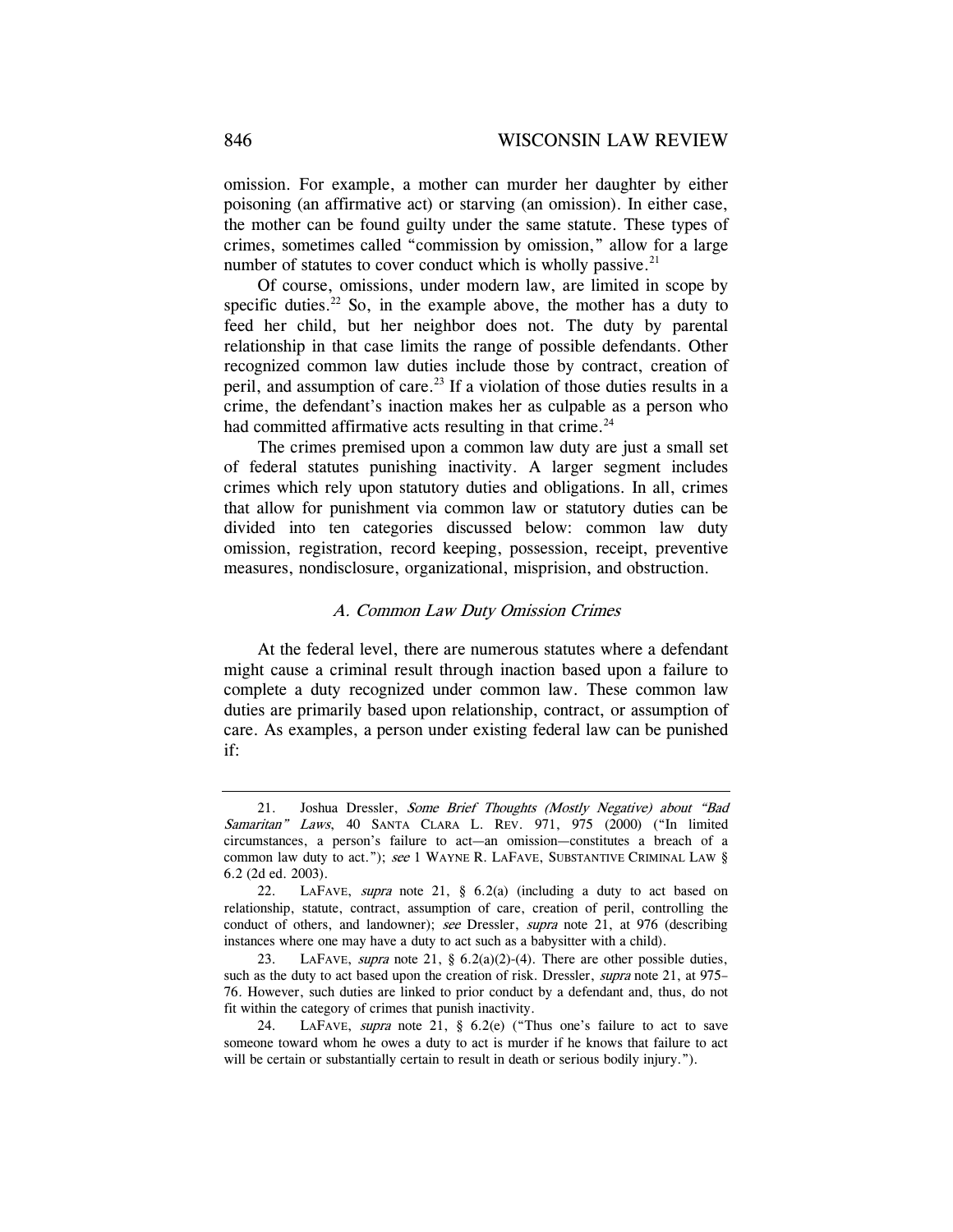omission. For example, a mother can murder her daughter by either poisoning (an affirmative act) or starving (an omission). In either case, the mother can be found guilty under the same statute. These types of crimes, sometimes called "commission by omission," allow for a large number of statutes to cover conduct which is wholly passive.[21]

Of course, omissions, under modern law, are limited in scope by specific duties.[22] So, in the example above, the mother has a duty to feed her child, but her neighbor does not. The duty by parental relationship in that case limits the range of possible defendants. Other recognized common law duties include those by contract, creation of peril, and assumption of care.[23] If a violation of those duties results in a crime, the defendant's inaction makes her as culpable as a person who had committed affirmative acts resulting in that crime.[24]

The crimes premised upon a common law duty are just a small set of federal statutes punishing inactivity. A larger segment includes crimes which rely upon statutory duties and obligations. In all, crimes that allow for punishment via common law or statutory duties can be divided into ten categories discussed below: common law duty omission, registration, record keeping, possession, receipt, preventive measures, nondisclosure, organizational, misprision, and obstruction.

### *A. Common Law Duty Omission Crimes*

At the federal level, there are numerous statutes where a defendant might cause a criminal result through inaction based upon a failure to complete a duty recognized under common law. These common law duties are primarily based upon relationship, contract, or assumption of care. As examples, a person under existing federal law can be punished if:

---

21. Joshua Dressler, *Some Brief Thoughts (Mostly Negative) about "Bad Samaritan" Laws*, 40 SANTA CLARA L. REV. 971, 975 (2000) ("In limited circumstances, a person's failure to act—an omission—constitutes a breach of a common law duty to act."); *see* 1 WAYNE R. LAFAVE, SUBSTANTIVE CRIMINAL LAW § 6.2 (2d ed. 2003).

22. LAFAVE, *supra* note 21, § 6.2(a) (including a duty to act based on relationship, statute, contract, assumption of care, creation of peril, controlling the conduct of others, and landowner); *see* Dressler, *supra* note 21, at 976 (describing instances where one may have a duty to act such as a babysitter with a child).

23. LAFAVE, *supra* note 21, § 6.2(a)(2)-(4). There are other possible duties, such as the duty to act based upon the creation of risk. Dressler, *supra* note 21, at 975–76. However, such duties are linked to prior conduct by a defendant and, thus, do not fit within the category of crimes that punish inactivity.

24. LAFAVE, *supra* note 21, § 6.2(e) ("Thus one's failure to act to save someone toward whom he owes a duty to act is murder if he knows that failure to act will be certain or substantially certain to result in death or serious bodily injury.").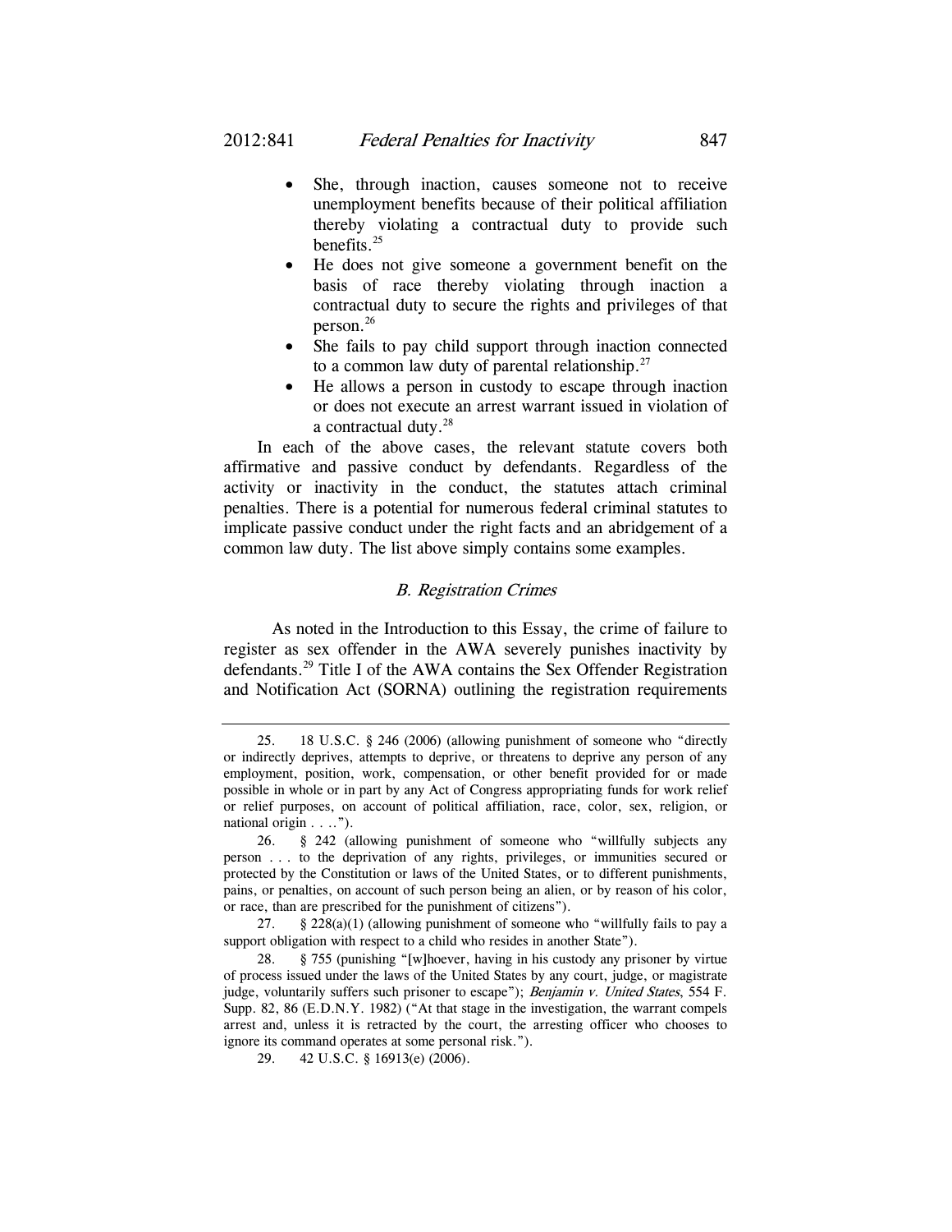- She, through inaction, causes someone not to receive unemployment benefits because of their political affiliation thereby violating a contractual duty to provide such benefits.[25]
- He does not give someone a government benefit on the basis of race thereby violating through inaction a contractual duty to secure the rights and privileges of that person.[26]
- She fails to pay child support through inaction connected to a common law duty of parental relationship.[27]
- He allows a person in custody to escape through inaction or does not execute an arrest warrant issued in violation of a contractual duty.[28]

In each of the above cases, the relevant statute covers both affirmative and passive conduct by defendants. Regardless of the activity or inactivity in the conduct, the statutes attach criminal penalties. There is a potential for numerous federal criminal statutes to implicate passive conduct under the right facts and an abridgement of a common law duty. The list above simply contains some examples.

### *B. Registration Crimes*

As noted in the Introduction to this Essay, the crime of failure to register as sex offender in the AWA severely punishes inactivity by defendants.[29] Title I of the AWA contains the Sex Offender Registration and Notification Act (SORNA) outlining the registration requirements

---

25. 18 U.S.C. § 246 (2006) (allowing punishment of someone who "directly or indirectly deprives, attempts to deprive, or threatens to deprive any person of any employment, position, work, compensation, or other benefit provided for or made possible in whole or in part by any Act of Congress appropriating funds for work relief or relief purposes, on account of political affiliation, race, color, sex, religion, or national origin . . ..").

26. § 242 (allowing punishment of someone who "willfully subjects any person . . . to the deprivation of any rights, privileges, or immunities secured or protected by the Constitution or laws of the United States, or to different punishments, pains, or penalties, on account of such person being an alien, or by reason of his color, or race, than are prescribed for the punishment of citizens").

27. § 228(a)(1) (allowing punishment of someone who "willfully fails to pay a support obligation with respect to a child who resides in another State").

28. § 755 (punishing "[w]hoever, having in his custody any prisoner by virtue of process issued under the laws of the United States by any court, judge, or magistrate judge, voluntarily suffers such prisoner to escape"); *Benjamin v. United States*, 554 F. Supp. 82, 86 (E.D.N.Y. 1982) ("At that stage in the investigation, the warrant compels arrest and, unless it is retracted by the court, the arresting officer who chooses to ignore its command operates at some personal risk.").

29. 42 U.S.C. § 16913(e) (2006).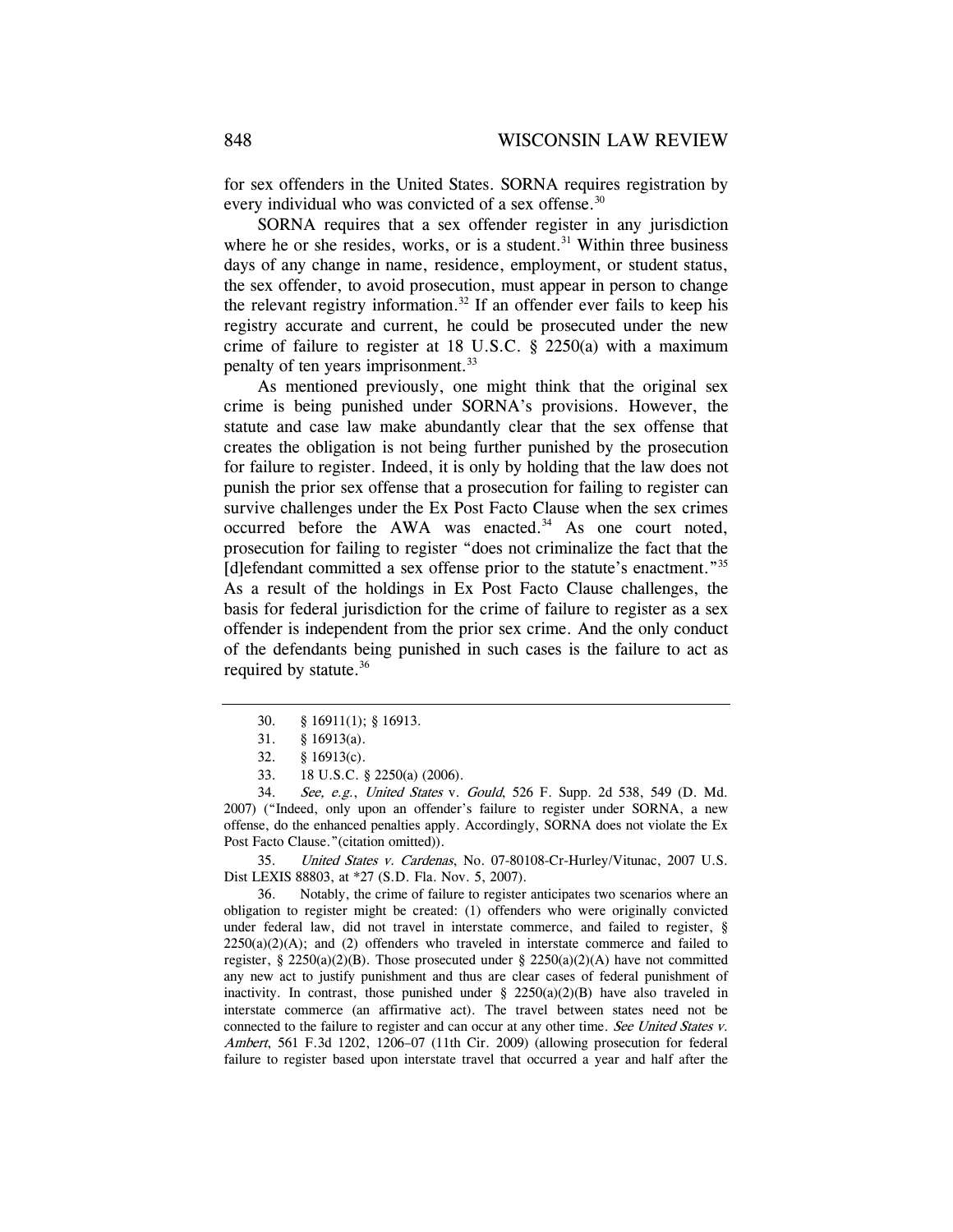for sex offenders in the United States. SORNA requires registration by every individual who was convicted of a sex offense.[30]

SORNA requires that a sex offender register in any jurisdiction where he or she resides, works, or is a student.[31] Within three business days of any change in name, residence, employment, or student status, the sex offender, to avoid prosecution, must appear in person to change the relevant registry information.[32] If an offender ever fails to keep his registry accurate and current, he could be prosecuted under the new crime of failure to register at 18 U.S.C. § 2250(a) with a maximum penalty of ten years imprisonment.[33]

As mentioned previously, one might think that the original sex crime is being punished under SORNA's provisions. However, the statute and case law make abundantly clear that the sex offense that creates the obligation is not being further punished by the prosecution for failure to register. Indeed, it is only by holding that the law does not punish the prior sex offense that a prosecution for failing to register can survive challenges under the Ex Post Facto Clause when the sex crimes occurred before the AWA was enacted.[34] As one court noted, prosecution for failing to register "does not criminalize the fact that the [d]efendant committed a sex offense prior to the statute's enactment."[35] As a result of the holdings in Ex Post Facto Clause challenges, the basis for federal jurisdiction for the crime of failure to register as a sex offender is independent from the prior sex crime. And the only conduct of the defendants being punished in such cases is the failure to act as required by statute.[36]

---

30. § 16911(1); § 16913.

31. § 16913(a).

32. § 16913(c).

33. 18 U.S.C. § 2250(a) (2006).

34. *See, e.g.*, *United States* v. *Gould*, 526 F. Supp. 2d 538, 549 (D. Md. 2007) ("Indeed, only upon an offender's failure to register under SORNA, a new offense, do the enhanced penalties apply. Accordingly, SORNA does not violate the Ex Post Facto Clause."(citation omitted)).

35. *United States v. Cardenas*, No. 07-80108-Cr-Hurley/Vitunac, 2007 U.S. Dist LEXIS 88803, at *27 (S.D. Fla. Nov. 5, 2007).

36. Notably, the crime of failure to register anticipates two scenarios where an obligation to register might be created: (1) offenders who were originally convicted under federal law, did not travel in interstate commerce, and failed to register, § 2250(a)(2)(A); and (2) offenders who traveled in interstate commerce and failed to register, § 2250(a)(2)(B). Those prosecuted under § 2250(a)(2)(A) have not committed any new act to justify punishment and thus are clear cases of federal punishment of inactivity. In contrast, those punished under § 2250(a)(2)(B) have also traveled in interstate commerce (an affirmative act). The travel between states need not be connected to the failure to register and can occur at any other time. *See United States v. Ambert*, 561 F.3d 1202, 1206–07 (11th Cir. 2009) (allowing prosecution for federal failure to register based upon interstate travel that occurred a year and half after the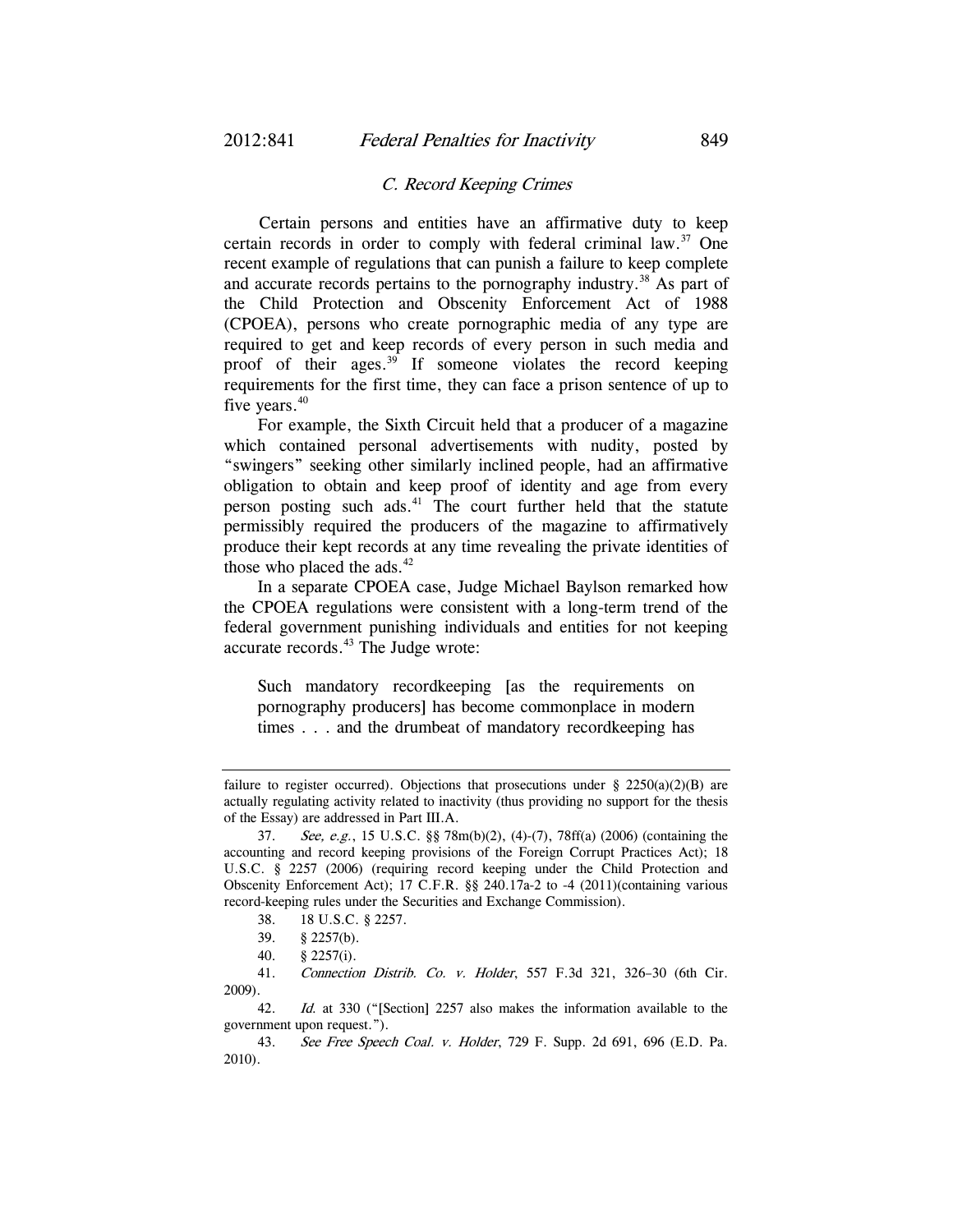### *C. Record Keeping Crimes*

Certain persons and entities have an affirmative duty to keep certain records in order to comply with federal criminal law.[37] One recent example of regulations that can punish a failure to keep complete and accurate records pertains to the pornography industry.[38] As part of the Child Protection and Obscenity Enforcement Act of 1988 (CPOEA), persons who create pornographic media of any type are required to get and keep records of every person in such media and proof of their ages.[39] If someone violates the record keeping requirements for the first time, they can face a prison sentence of up to five years.[40]

For example, the Sixth Circuit held that a producer of a magazine which contained personal advertisements with nudity, posted by "swingers" seeking other similarly inclined people, had an affirmative obligation to obtain and keep proof of identity and age from every person posting such ads.[41] The court further held that the statute permissibly required the producers of the magazine to affirmatively produce their kept records at any time revealing the private identities of those who placed the ads.[42]

In a separate CPOEA case, Judge Michael Baylson remarked how the CPOEA regulations were consistent with a long-term trend of the federal government punishing individuals and entities for not keeping accurate records.[43] The Judge wrote:

> Such mandatory recordkeeping [as the requirements on pornography producers] has become commonplace in modern times . . . and the drumbeat of mandatory recordkeeping has

---

failure to register occurred). Objections that prosecutions under § 2250(a)(2)(B) are actually regulating activity related to inactivity (thus providing no support for the thesis of the Essay) are addressed in Part III.A.

37. *See, e.g.*, 15 U.S.C. §§ 78m(b)(2), (4)-(7), 78ff(a) (2006) (containing the accounting and record keeping provisions of the Foreign Corrupt Practices Act); 18 U.S.C. § 2257 (2006) (requiring record keeping under the Child Protection and Obscenity Enforcement Act); 17 C.F.R. §§ 240.17a-2 to -4 (2011)(containing various record-keeping rules under the Securities and Exchange Commission).

38. 18 U.S.C. § 2257.

39. § 2257(b).

40. § 2257(i).

41. *Connection Distrib. Co. v. Holder*, 557 F.3d 321, 326–30 (6th Cir. 2009).

42. *Id.* at 330 ("[Section] 2257 also makes the information available to the government upon request.").

43. *See Free Speech Coal. v. Holder*, 729 F. Supp. 2d 691, 696 (E.D. Pa. 2010).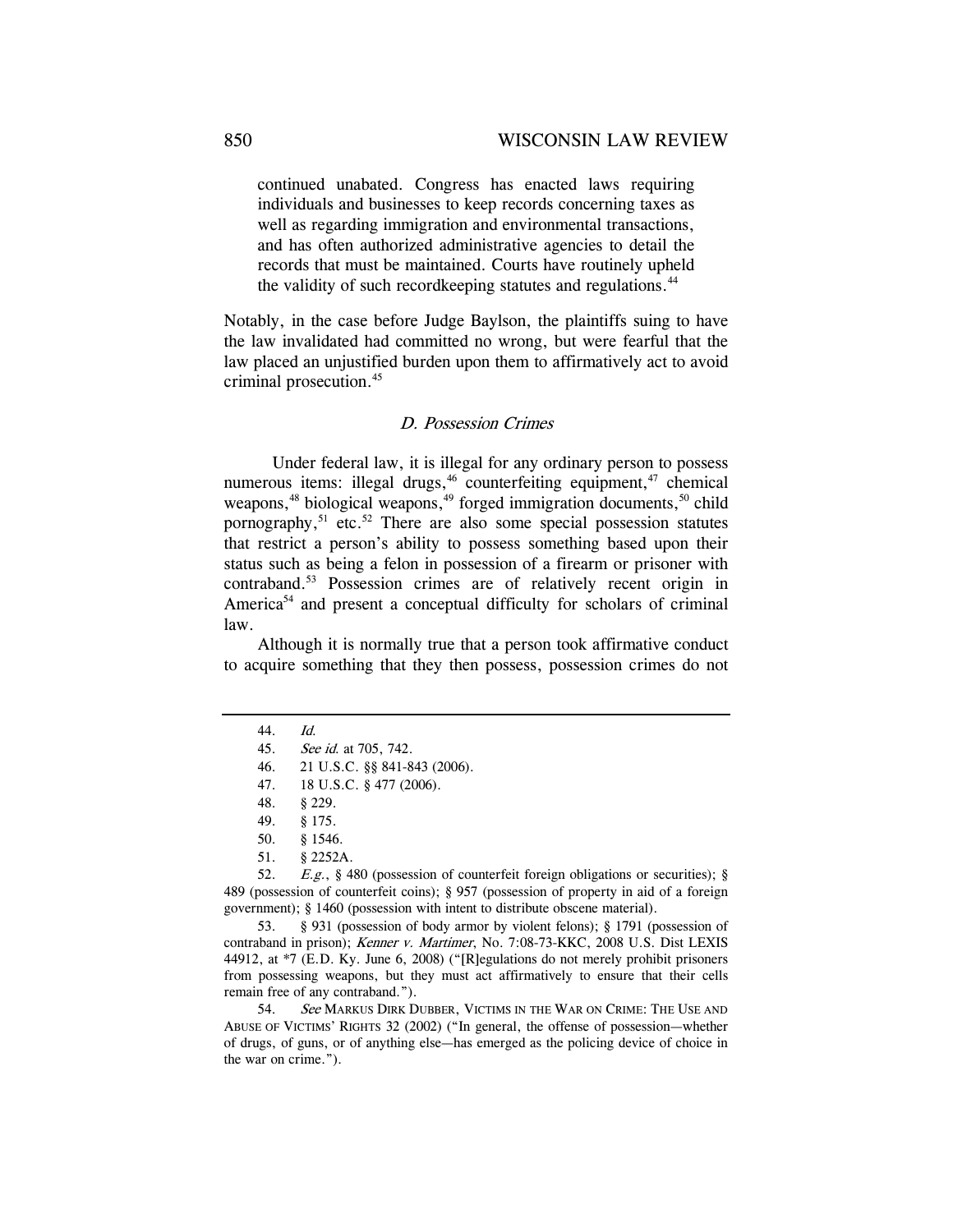> continued unabated. Congress has enacted laws requiring individuals and businesses to keep records concerning taxes as well as regarding immigration and environmental transactions, and has often authorized administrative agencies to detail the records that must be maintained. Courts have routinely upheld the validity of such recordkeeping statutes and regulations.[44]

Notably, in the case before Judge Baylson, the plaintiffs suing to have the law invalidated had committed no wrong, but were fearful that the law placed an unjustified burden upon them to affirmatively act to avoid criminal prosecution.[45]

### *D. Possession Crimes*

Under federal law, it is illegal for any ordinary person to possess numerous items: illegal drugs,[46] counterfeiting equipment,[47] chemical weapons,[48] biological weapons,[49] forged immigration documents,[50] child pornography,[51] etc.[52] There are also some special possession statutes that restrict a person's ability to possess something based upon their status such as being a felon in possession of a firearm or prisoner with contraband.[53] Possession crimes are of relatively recent origin in America[54] and present a conceptual difficulty for scholars of criminal law.

Although it is normally true that a person took affirmative conduct to acquire something that they then possess, possession crimes do not

---

44. *Id.*

45. *See id.* at 705, 742.

46. 21 U.S.C. §§ 841-843 (2006).

47. 18 U.S.C. § 477 (2006).

48. § 229.

49. § 175.

50. § 1546.

51. § 2252A.

52. *E.g.*, § 480 (possession of counterfeit foreign obligations or securities); § 489 (possession of counterfeit coins); § 957 (possession of property in aid of a foreign government); § 1460 (possession with intent to distribute obscene material).

53. § 931 (possession of body armor by violent felons); § 1791 (possession of contraband in prison); *Kenner v. Martimer*, No. 7:08-73-KKC, 2008 U.S. Dist LEXIS 44912, at *7 (E.D. Ky. June 6, 2008) ("[R]egulations do not merely prohibit prisoners from possessing weapons, but they must act affirmatively to ensure that their cells remain free of any contraband.").

54. *See* MARKUS DIRK DUBBER, VICTIMS IN THE WAR ON CRIME: THE USE AND ABUSE OF VICTIMS' RIGHTS 32 (2002) ("In general, the offense of possession—whether of drugs, of guns, or of anything else—has emerged as the policing device of choice in the war on crime.").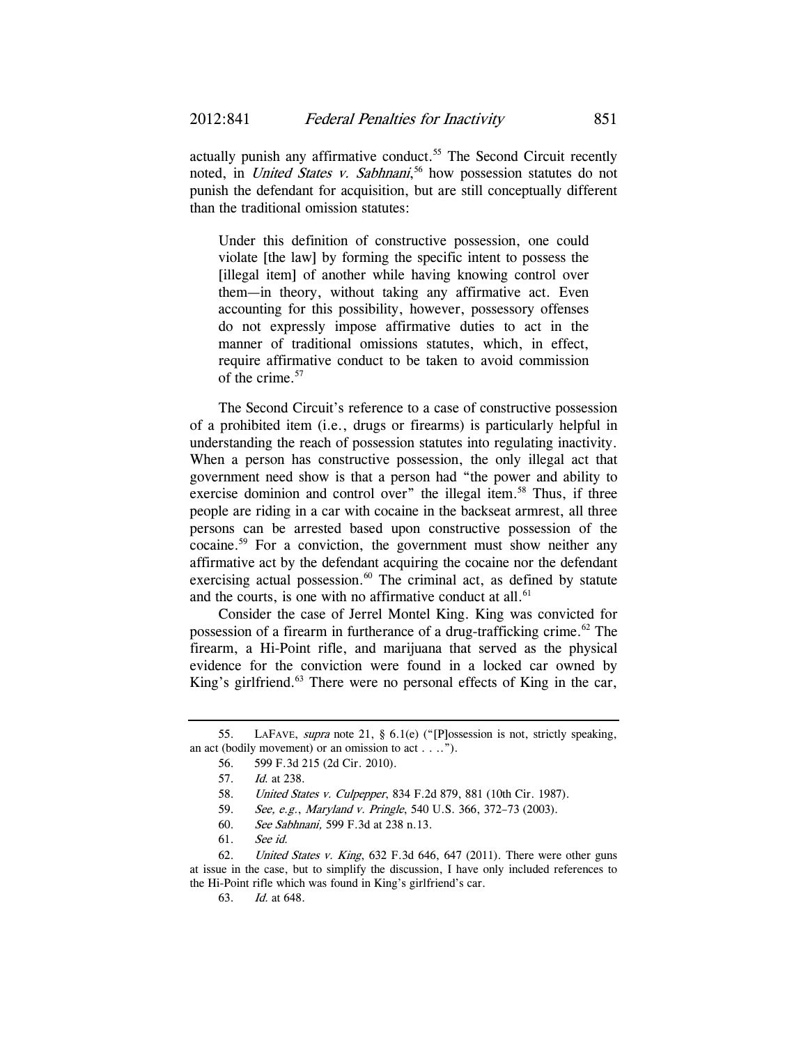actually punish any affirmative conduct.[55] The Second Circuit recently noted, in *United States v. Sabhnani*,[56] how possession statutes do not punish the defendant for acquisition, but are still conceptually different than the traditional omission statutes:

> Under this definition of constructive possession, one could violate [the law] by forming the specific intent to possess the [illegal item] of another while having knowing control over them—in theory, without taking any affirmative act. Even accounting for this possibility, however, possessory offenses do not expressly impose affirmative duties to act in the manner of traditional omissions statutes, which, in effect, require affirmative conduct to be taken to avoid commission of the crime.[57]

The Second Circuit's reference to a case of constructive possession of a prohibited item (i.e., drugs or firearms) is particularly helpful in understanding the reach of possession statutes into regulating inactivity. When a person has constructive possession, the only illegal act that government need show is that a person had "the power and ability to exercise dominion and control over" the illegal item.[58] Thus, if three people are riding in a car with cocaine in the backseat armrest, all three persons can be arrested based upon constructive possession of the cocaine.[59] For a conviction, the government must show neither any affirmative act by the defendant acquiring the cocaine nor the defendant exercising actual possession.[60] The criminal act, as defined by statute and the courts, is one with no affirmative conduct at all.[61]

Consider the case of Jerrel Montel King. King was convicted for possession of a firearm in furtherance of a drug-trafficking crime.[62] The firearm, a Hi-Point rifle, and marijuana that served as the physical evidence for the conviction were found in a locked car owned by King's girlfriend.[63] There were no personal effects of King in the car,

---

55. LAFAVE, *supra* note 21, § 6.1(e) ("[P]ossession is not, strictly speaking, an act (bodily movement) or an omission to act . . ..").

56. 599 F.3d 215 (2d Cir. 2010).

57. *Id.* at 238.

58. *United States v. Culpepper*, 834 F.2d 879, 881 (10th Cir. 1987).

59. *See, e.g.*, *Maryland v. Pringle*, 540 U.S. 366, 372–73 (2003).

60. *See Sabhnani,* 599 F.3d at 238 n.13.

61. *See id.*

62. *United States v. King*, 632 F.3d 646, 647 (2011). There were other guns at issue in the case, but to simplify the discussion, I have only included references to the Hi-Point rifle which was found in King's girlfriend's car.

63. *Id.* at 648.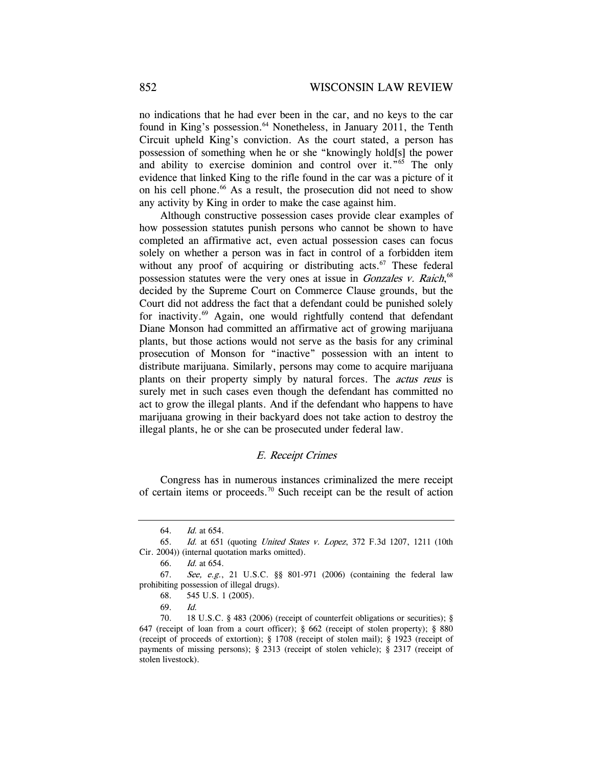no indications that he had ever been in the car, and no keys to the car found in King's possession.[64] Nonetheless, in January 2011, the Tenth Circuit upheld King's conviction. As the court stated, a person has possession of something when he or she "knowingly hold[s] the power and ability to exercise dominion and control over it."[65] The only evidence that linked King to the rifle found in the car was a picture of it on his cell phone.[66] As a result, the prosecution did not need to show any activity by King in order to make the case against him.

Although constructive possession cases provide clear examples of how possession statutes punish persons who cannot be shown to have completed an affirmative act, even actual possession cases can focus solely on whether a person was in fact in control of a forbidden item without any proof of acquiring or distributing acts.[67] These federal possession statutes were the very ones at issue in *Gonzales v. Raich*,[68] decided by the Supreme Court on Commerce Clause grounds, but the Court did not address the fact that a defendant could be punished solely for inactivity.[69] Again, one would rightfully contend that defendant Diane Monson had committed an affirmative act of growing marijuana plants, but those actions would not serve as the basis for any criminal prosecution of Monson for "inactive" possession with an intent to distribute marijuana. Similarly, persons may come to acquire marijuana plants on their property simply by natural forces. The *actus reus* is surely met in such cases even though the defendant has committed no act to grow the illegal plants. And if the defendant who happens to have marijuana growing in their backyard does not take action to destroy the illegal plants, he or she can be prosecuted under federal law.

### *E. Receipt Crimes*

Congress has in numerous instances criminalized the mere receipt of certain items or proceeds.[70] Such receipt can be the result of action

---

64. *Id.* at 654.

65. *Id.* at 651 (quoting *United States v. Lopez*, 372 F.3d 1207, 1211 (10th Cir. 2004)) (internal quotation marks omitted).

66. *Id.* at 654.

67. *See, e.g.*, 21 U.S.C. §§ 801-971 (2006) (containing the federal law prohibiting possession of illegal drugs).

68. 545 U.S. 1 (2005).

69. *Id.*

70. 18 U.S.C. § 483 (2006) (receipt of counterfeit obligations or securities); § 647 (receipt of loan from a court officer); § 662 (receipt of stolen property); § 880 (receipt of proceeds of extortion); § 1708 (receipt of stolen mail); § 1923 (receipt of payments of missing persons); § 2313 (receipt of stolen vehicle); § 2317 (receipt of stolen livestock).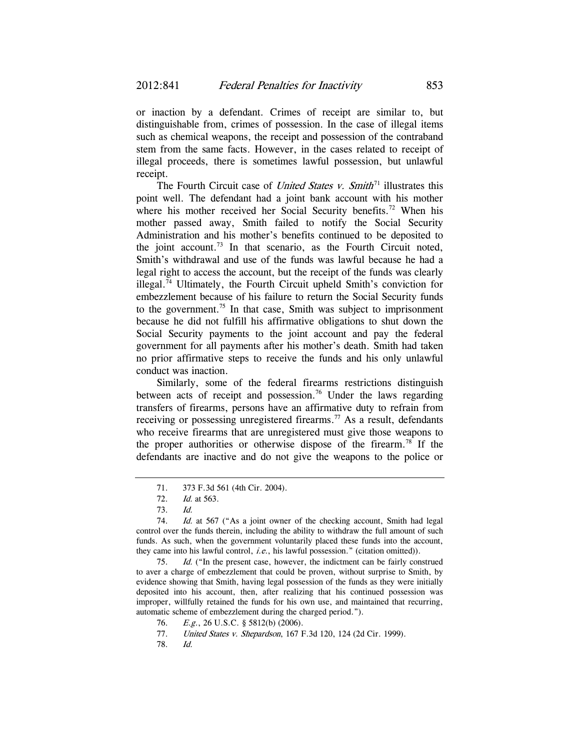or inaction by a defendant. Crimes of receipt are similar to, but distinguishable from, crimes of possession. In the case of illegal items such as chemical weapons, the receipt and possession of the contraband stem from the same facts. However, in the cases related to receipt of illegal proceeds, there is sometimes lawful possession, but unlawful receipt.

The Fourth Circuit case of *United States v. Smith*[71] illustrates this point well. The defendant had a joint bank account with his mother where his mother received her Social Security benefits.[72] When his mother passed away, Smith failed to notify the Social Security Administration and his mother's benefits continued to be deposited to the joint account.[73] In that scenario, as the Fourth Circuit noted, Smith's withdrawal and use of the funds was lawful because he had a legal right to access the account, but the receipt of the funds was clearly illegal.[74] Ultimately, the Fourth Circuit upheld Smith's conviction for embezzlement because of his failure to return the Social Security funds to the government.[75] In that case, Smith was subject to imprisonment because he did not fulfill his affirmative obligations to shut down the Social Security payments to the joint account and pay the federal government for all payments after his mother's death. Smith had taken no prior affirmative steps to receive the funds and his only unlawful conduct was inaction.

Similarly, some of the federal firearms restrictions distinguish between acts of receipt and possession.[76] Under the laws regarding transfers of firearms, persons have an affirmative duty to refrain from receiving or possessing unregistered firearms.[77] As a result, defendants who receive firearms that are unregistered must give those weapons to the proper authorities or otherwise dispose of the firearm.[78] If the defendants are inactive and do not give the weapons to the police or

---

71. 373 F.3d 561 (4th Cir. 2004).

72. *Id.* at 563.

73. *Id.*

74. *Id.* at 567 ("As a joint owner of the checking account, Smith had legal control over the funds therein, including the ability to withdraw the full amount of such funds. As such, when the government voluntarily placed these funds into the account, they came into his lawful control, *i.e.*, his lawful possession." (citation omitted)).

75. *Id.* ("In the present case, however, the indictment can be fairly construed to aver a charge of embezzlement that could be proven, without surprise to Smith, by evidence showing that Smith, having legal possession of the funds as they were initially deposited into his account, then, after realizing that his continued possession was improper, willfully retained the funds for his own use, and maintained that recurring, automatic scheme of embezzlement during the charged period.").

76. *E.g.*, 26 U.S.C. § 5812(b) (2006).

77. *United States v. Shepardson*, 167 F.3d 120, 124 (2d Cir. 1999).

78. *Id.*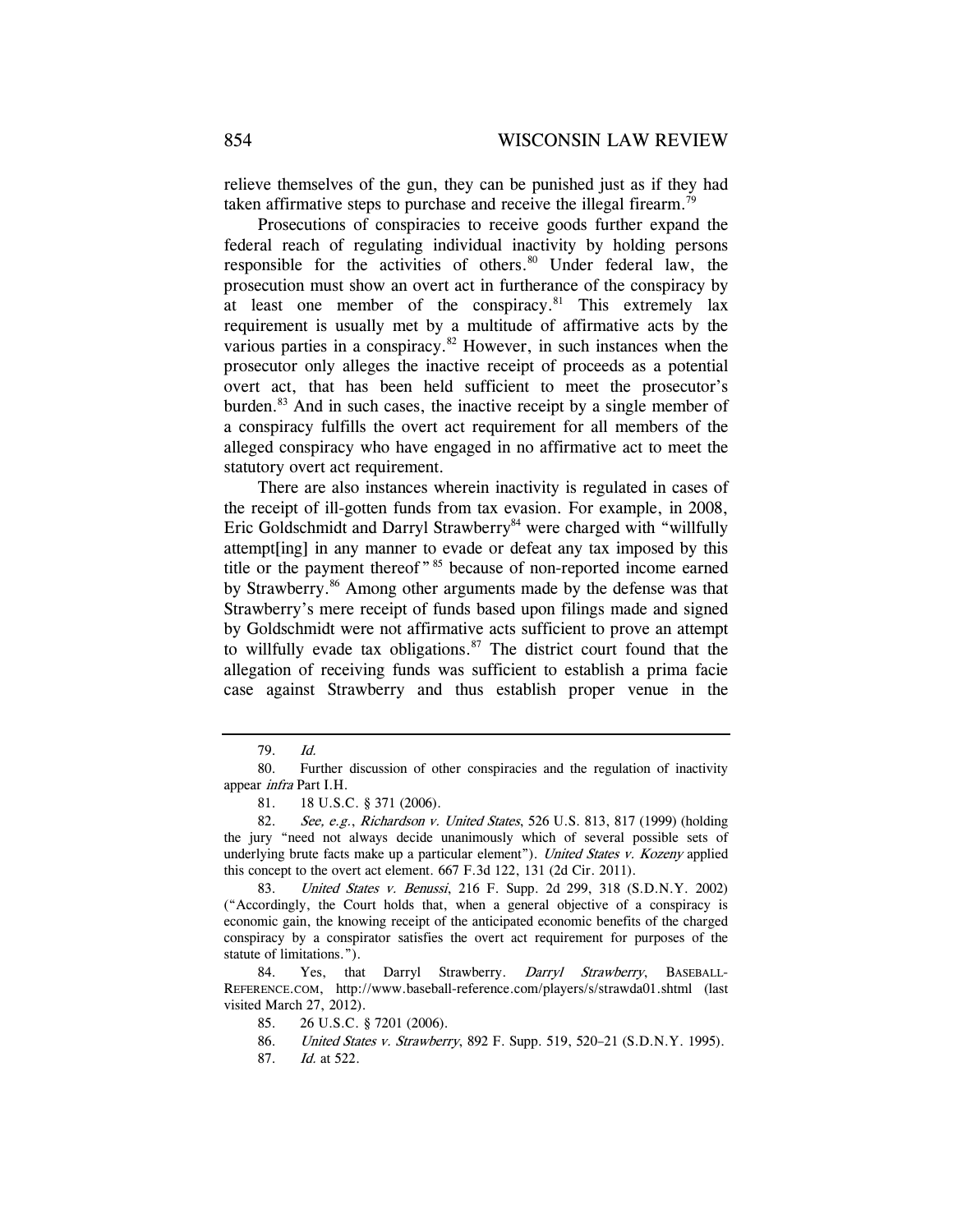relieve themselves of the gun, they can be punished just as if they had taken affirmative steps to purchase and receive the illegal firearm.[79]

Prosecutions of conspiracies to receive goods further expand the federal reach of regulating individual inactivity by holding persons responsible for the activities of others.[80] Under federal law, the prosecution must show an overt act in furtherance of the conspiracy by at least one member of the conspiracy.[81] This extremely lax requirement is usually met by a multitude of affirmative acts by the various parties in a conspiracy.[82] However, in such instances when the prosecutor only alleges the inactive receipt of proceeds as a potential overt act, that has been held sufficient to meet the prosecutor's burden.[83] And in such cases, the inactive receipt by a single member of a conspiracy fulfills the overt act requirement for all members of the alleged conspiracy who have engaged in no affirmative act to meet the statutory overt act requirement.

There are also instances wherein inactivity is regulated in cases of the receipt of ill-gotten funds from tax evasion. For example, in 2008, Eric Goldschmidt and Darryl Strawberry[84] were charged with "willfully attempt[ing] in any manner to evade or defeat any tax imposed by this title or the payment thereof"[85] because of non-reported income earned by Strawberry.[86] Among other arguments made by the defense was that Strawberry's mere receipt of funds based upon filings made and signed by Goldschmidt were not affirmative acts sufficient to prove an attempt to willfully evade tax obligations.[87] The district court found that the allegation of receiving funds was sufficient to establish a prima facie case against Strawberry and thus establish proper venue in the

---

79. *Id.*

80. Further discussion of other conspiracies and the regulation of inactivity appear *infra* Part I.H.

81. 18 U.S.C. § 371 (2006).

82. *See, e.g.*, *Richardson v. United States*, 526 U.S. 813, 817 (1999) (holding the jury "need not always decide unanimously which of several possible sets of underlying brute facts make up a particular element"). *United States v. Kozeny* applied this concept to the overt act element. 667 F.3d 122, 131 (2d Cir. 2011).

83. *United States v. Benussi*, 216 F. Supp. 2d 299, 318 (S.D.N.Y. 2002) ("Accordingly, the Court holds that, when a general objective of a conspiracy is economic gain, the knowing receipt of the anticipated economic benefits of the charged conspiracy by a conspirator satisfies the overt act requirement for purposes of the statute of limitations.").

84. Yes, that Darryl Strawberry. *Darryl Strawberry*, BASEBALL-REFERENCE.COM, http://www.baseball-reference.com/players/s/strawda01.shtml (last visited March 27, 2012).

85. 26 U.S.C. § 7201 (2006).

86. *United States v. Strawberry*, 892 F. Supp. 519, 520–21 (S.D.N.Y. 1995).

87. *Id.* at 522.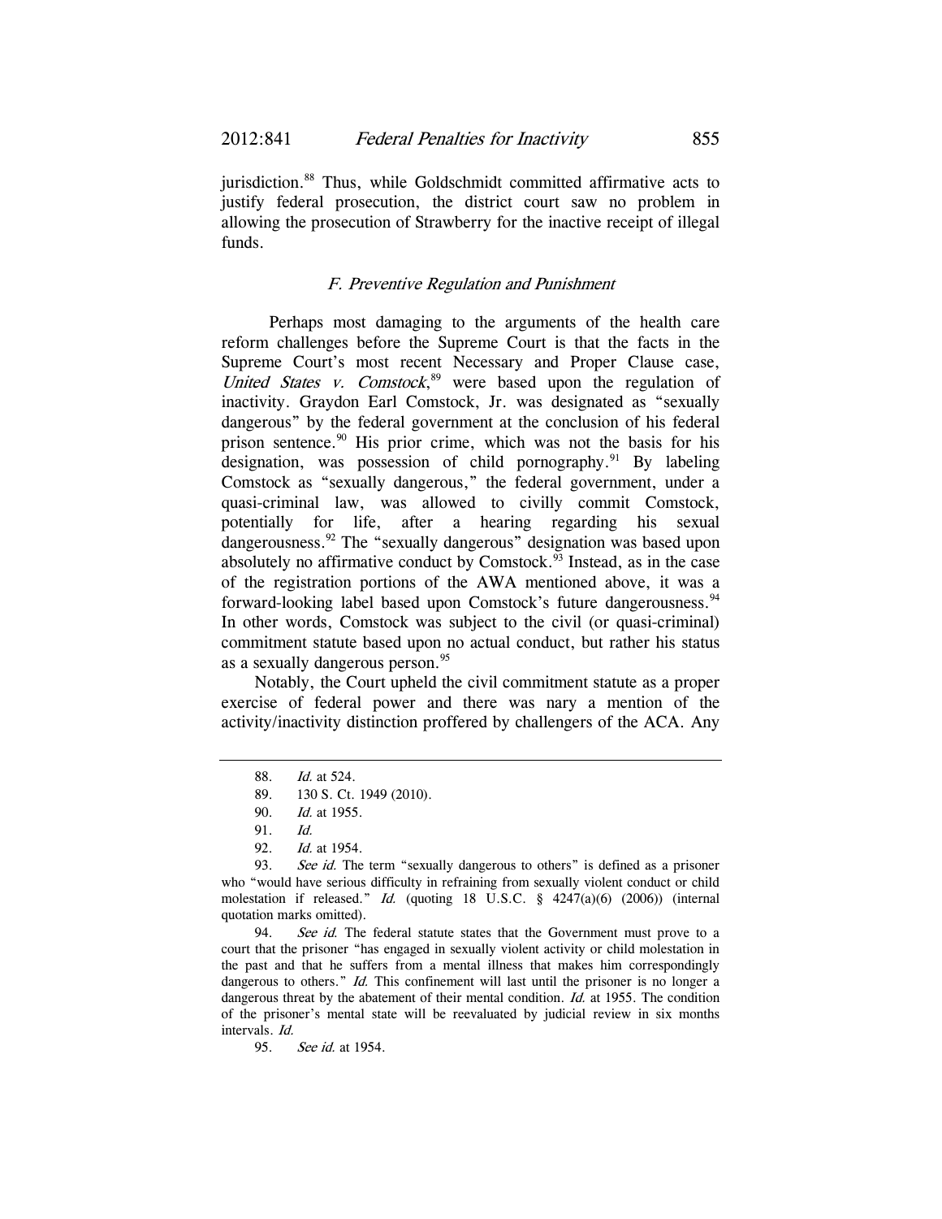jurisdiction.[88] Thus, while Goldschmidt committed affirmative acts to justify federal prosecution, the district court saw no problem in allowing the prosecution of Strawberry for the inactive receipt of illegal funds.

### *F. Preventive Regulation and Punishment*

Perhaps most damaging to the arguments of the health care reform challenges before the Supreme Court is that the facts in the Supreme Court's most recent Necessary and Proper Clause case, *United States v. Comstock*,[89] were based upon the regulation of inactivity. Graydon Earl Comstock, Jr. was designated as "sexually dangerous" by the federal government at the conclusion of his federal prison sentence.[90] His prior crime, which was not the basis for his designation, was possession of child pornography.[91] By labeling Comstock as "sexually dangerous," the federal government, under a quasi-criminal law, was allowed to civilly commit Comstock, potentially for life, after a hearing regarding his sexual dangerousness.[92] The "sexually dangerous" designation was based upon absolutely no affirmative conduct by Comstock.[93] Instead, as in the case of the registration portions of the AWA mentioned above, it was a forward-looking label based upon Comstock's future dangerousness.[94] In other words, Comstock was subject to the civil (or quasi-criminal) commitment statute based upon no actual conduct, but rather his status as a sexually dangerous person.[95]

Notably, the Court upheld the civil commitment statute as a proper exercise of federal power and there was nary a mention of the activity/inactivity distinction proffered by challengers of the ACA. Any

---

88. *Id.* at 524.

89. 130 S. Ct. 1949 (2010).

90. *Id.* at 1955.

91. *Id.*

92. *Id.* at 1954.

93. *See id.* The term "sexually dangerous to others" is defined as a prisoner who "would have serious difficulty in refraining from sexually violent conduct or child molestation if released." *Id.* (quoting 18 U.S.C. § 4247(a)(6) (2006)) (internal quotation marks omitted).

94. *See id.* The federal statute states that the Government must prove to a court that the prisoner "has engaged in sexually violent activity or child molestation in the past and that he suffers from a mental illness that makes him correspondingly dangerous to others." *Id.* This confinement will last until the prisoner is no longer a dangerous threat by the abatement of their mental condition. *Id.* at 1955. The condition of the prisoner's mental state will be reevaluated by judicial review in six months intervals. *Id.*

95. *See id.* at 1954.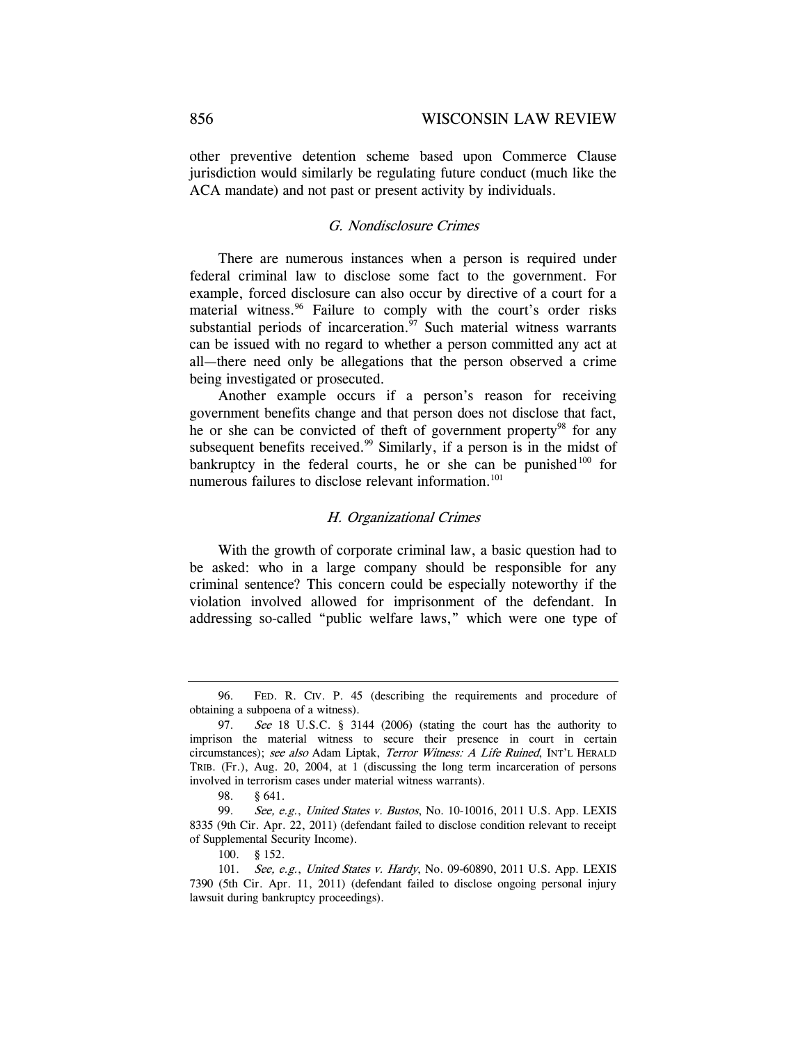other preventive detention scheme based upon Commerce Clause jurisdiction would similarly be regulating future conduct (much like the ACA mandate) and not past or present activity by individuals.

### *G. Nondisclosure Crimes*

There are numerous instances when a person is required under federal criminal law to disclose some fact to the government. For example, forced disclosure can also occur by directive of a court for a material witness.[96] Failure to comply with the court's order risks substantial periods of incarceration.[97] Such material witness warrants can be issued with no regard to whether a person committed any act at all—there need only be allegations that the person observed a crime being investigated or prosecuted.

Another example occurs if a person's reason for receiving government benefits change and that person does not disclose that fact, he or she can be convicted of theft of government property[98] for any subsequent benefits received.[99] Similarly, if a person is in the midst of bankruptcy in the federal courts, he or she can be punished[100] for numerous failures to disclose relevant information.[101]

### *H. Organizational Crimes*

With the growth of corporate criminal law, a basic question had to be asked: who in a large company should be responsible for any criminal sentence? This concern could be especially noteworthy if the violation involved allowed for imprisonment of the defendant. In addressing so-called "public welfare laws," which were one type of

---

96. FED. R. CIV. P. 45 (describing the requirements and procedure of obtaining a subpoena of a witness).

97. *See* 18 U.S.C. § 3144 (2006) (stating the court has the authority to imprison the material witness to secure their presence in court in certain circumstances); *see also* Adam Liptak, *Terror Witness: A Life Ruined*, INT'L HERALD TRIB. (Fr.), Aug. 20, 2004, at 1 (discussing the long term incarceration of persons involved in terrorism cases under material witness warrants).

98. § 641.

99. *See, e.g.*, *United States v. Bustos*, No. 10-10016, 2011 U.S. App. LEXIS 8335 (9th Cir. Apr. 22, 2011) (defendant failed to disclose condition relevant to receipt of Supplemental Security Income).

100. § 152.

101. *See, e.g.*, *United States v. Hardy*, No. 09-60890, 2011 U.S. App. LEXIS 7390 (5th Cir. Apr. 11, 2011) (defendant failed to disclose ongoing personal injury lawsuit during bankruptcy proceedings).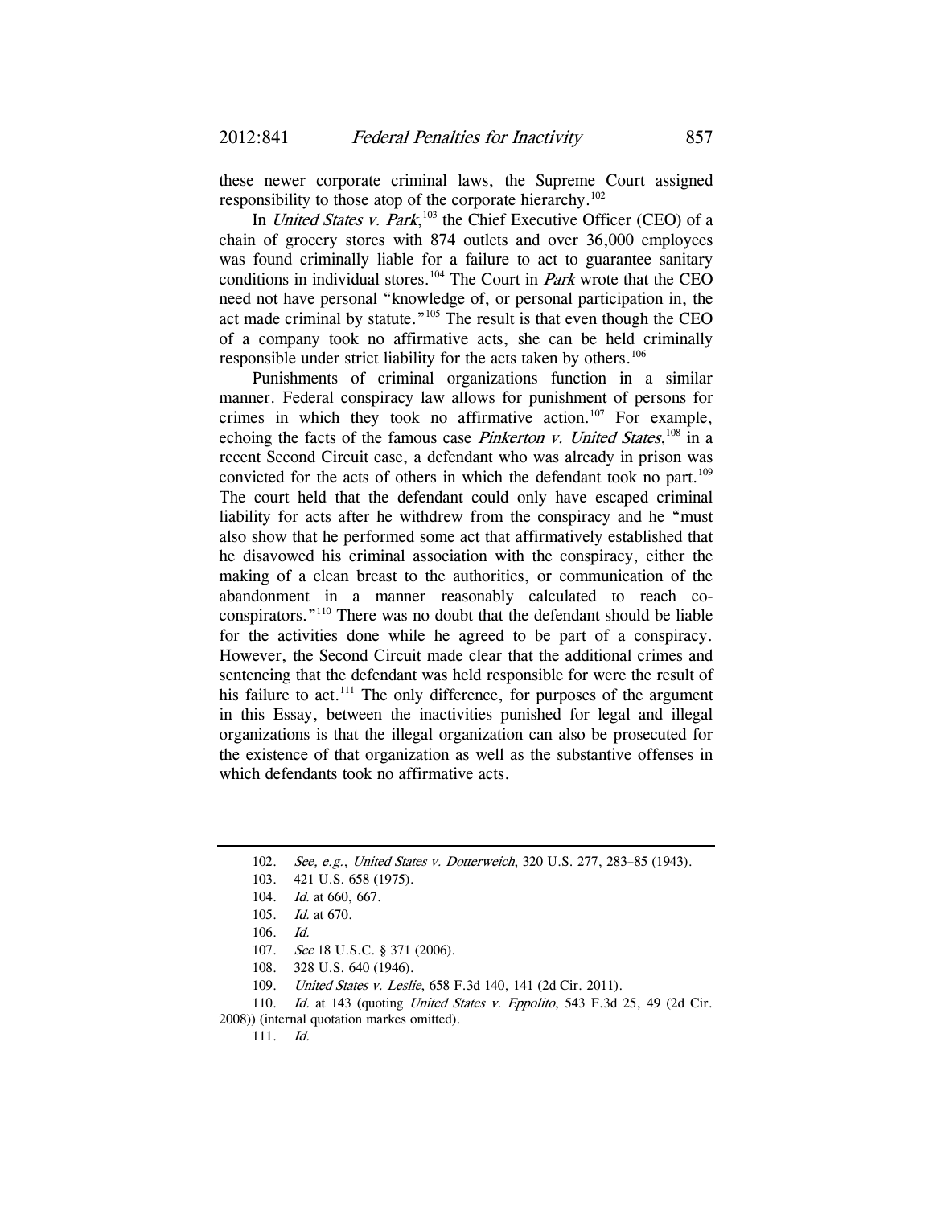these newer corporate criminal laws, the Supreme Court assigned responsibility to those atop of the corporate hierarchy.[102]

In *United States v. Park*,[103] the Chief Executive Officer (CEO) of a chain of grocery stores with 874 outlets and over 36,000 employees was found criminally liable for a failure to act to guarantee sanitary conditions in individual stores.[104] The Court in *Park* wrote that the CEO need not have personal "knowledge of, or personal participation in, the act made criminal by statute."[105] The result is that even though the CEO of a company took no affirmative acts, she can be held criminally responsible under strict liability for the acts taken by others.[106]

Punishments of criminal organizations function in a similar manner. Federal conspiracy law allows for punishment of persons for crimes in which they took no affirmative action.[107] For example, echoing the facts of the famous case *Pinkerton v. United States*,[108] in a recent Second Circuit case, a defendant who was already in prison was convicted for the acts of others in which the defendant took no part.[109] The court held that the defendant could only have escaped criminal liability for acts after he withdrew from the conspiracy and he "must also show that he performed some act that affirmatively established that he disavowed his criminal association with the conspiracy, either the making of a clean breast to the authorities, or communication of the abandonment in a manner reasonably calculated to reach co-conspirators."[110] There was no doubt that the defendant should be liable for the activities done while he agreed to be part of a conspiracy. However, the Second Circuit made clear that the additional crimes and sentencing that the defendant was held responsible for were the result of his failure to act.[111] The only difference, for purposes of the argument in this Essay, between the inactivities punished for legal and illegal organizations is that the illegal organization can also be prosecuted for the existence of that organization as well as the substantive offenses in which defendants took no affirmative acts.

---

102. *See, e.g.*, *United States v. Dotterweich*, 320 U.S. 277, 283–85 (1943).

103. 421 U.S. 658 (1975).

104. *Id.* at 660, 667.

105. *Id.* at 670.

106. *Id.*

107. *See* 18 U.S.C. § 371 (2006).

108. 328 U.S. 640 (1946).

109. *United States v. Leslie*, 658 F.3d 140, 141 (2d Cir. 2011).

110. *Id.* at 143 (quoting *United States v. Eppolito*, 543 F.3d 25, 49 (2d Cir. 2008)) (internal quotation markes omitted).

111. *Id.*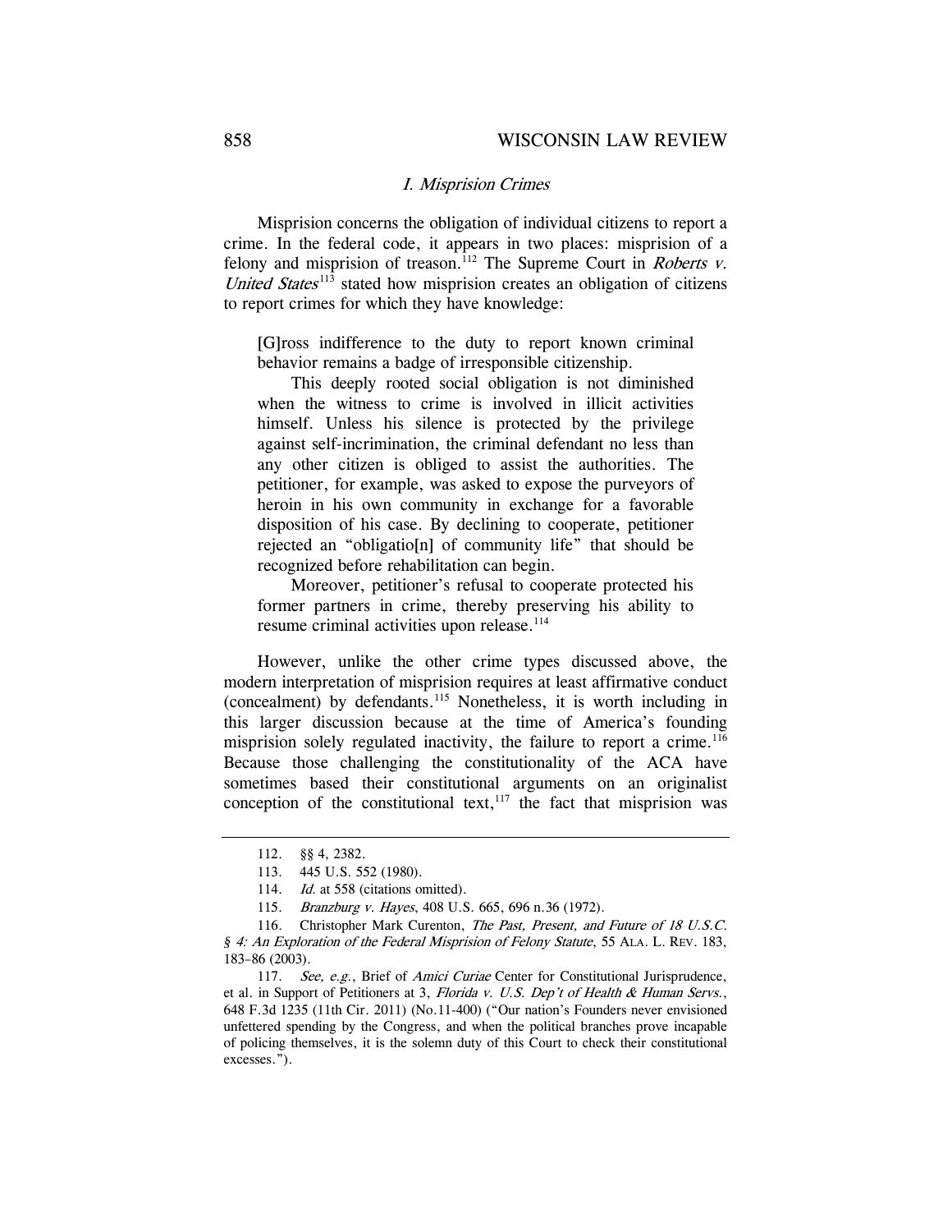### *I. Misprision Crimes*

Misprision concerns the obligation of individual citizens to report a crime. In the federal code, it appears in two places: misprision of a felony and misprision of treason.[112] The Supreme Court in *Roberts v. United States*[113] stated how misprision creates an obligation of citizens to report crimes for which they have knowledge:

> [G]ross indifference to the duty to report known criminal behavior remains a badge of irresponsible citizenship.
>
> This deeply rooted social obligation is not diminished when the witness to crime is involved in illicit activities himself. Unless his silence is protected by the privilege against self-incrimination, the criminal defendant no less than any other citizen is obliged to assist the authorities. The petitioner, for example, was asked to expose the purveyors of heroin in his own community in exchange for a favorable disposition of his case. By declining to cooperate, petitioner rejected an "obligatio[n] of community life" that should be recognized before rehabilitation can begin.
>
> Moreover, petitioner's refusal to cooperate protected his former partners in crime, thereby preserving his ability to resume criminal activities upon release.[114]

However, unlike the other crime types discussed above, the modern interpretation of misprision requires at least affirmative conduct (concealment) by defendants.[115] Nonetheless, it is worth including in this larger discussion because at the time of America's founding misprision solely regulated inactivity, the failure to report a crime.[116] Because those challenging the constitutionality of the ACA have sometimes based their constitutional arguments on an originalist conception of the constitutional text,[117] the fact that misprision was

---

112. §§ 4, 2382.

113. 445 U.S. 552 (1980).

114. *Id.* at 558 (citations omitted).

115. *Branzburg v. Hayes*, 408 U.S. 665, 696 n.36 (1972).

116. Christopher Mark Curenton, *The Past, Present, and Future of 18 U.S.C. § 4: An Exploration of the Federal Misprision of Felony Statute*, 55 ALA. L. REV. 183, 183–86 (2003).

117. *See, e.g.*, Brief of *Amici Curiae* Center for Constitutional Jurisprudence, et al. in Support of Petitioners at 3, *Florida v. U.S. Dep't of Health & Human Servs.*, 648 F.3d 1235 (11th Cir. 2011) (No.11-400) ("Our nation's Founders never envisioned unfettered spending by the Congress, and when the political branches prove incapable of policing themselves, it is the solemn duty of this Court to check their constitutional excesses.").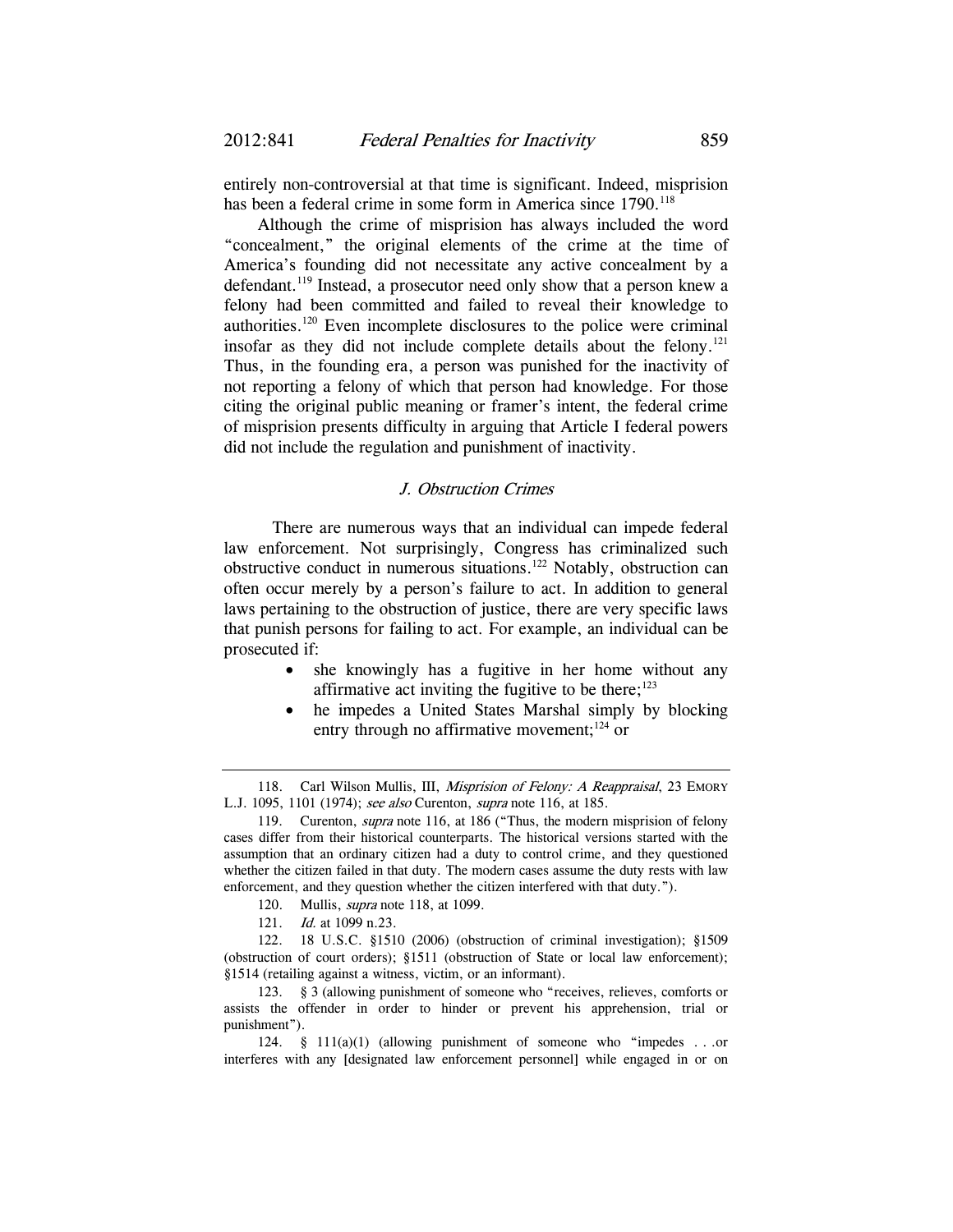entirely non-controversial at that time is significant. Indeed, misprision has been a federal crime in some form in America since 1790.[118]

Although the crime of misprision has always included the word "concealment," the original elements of the crime at the time of America's founding did not necessitate any active concealment by a defendant.[119] Instead, a prosecutor need only show that a person knew a felony had been committed and failed to reveal their knowledge to authorities.[120] Even incomplete disclosures to the police were criminal insofar as they did not include complete details about the felony.[121] Thus, in the founding era, a person was punished for the inactivity of not reporting a felony of which that person had knowledge. For those citing the original public meaning or framer's intent, the federal crime of misprision presents difficulty in arguing that Article I federal powers did not include the regulation and punishment of inactivity.

### *J. Obstruction Crimes*

There are numerous ways that an individual can impede federal law enforcement. Not surprisingly, Congress has criminalized such obstructive conduct in numerous situations.[122] Notably, obstruction can often occur merely by a person's failure to act. In addition to general laws pertaining to the obstruction of justice, there are very specific laws that punish persons for failing to act. For example, an individual can be prosecuted if:

- she knowingly has a fugitive in her home without any affirmative act inviting the fugitive to be there;[123]
- he impedes a United States Marshal simply by blocking entry through no affirmative movement;[124] or

---

118. Carl Wilson Mullis, III, *Misprision of Felony: A Reappraisal*, 23 EMORY L.J. 1095, 1101 (1974); *see also* Curenton, *supra* note 116, at 185.

119. Curenton, *supra* note 116, at 186 ("Thus, the modern misprision of felony cases differ from their historical counterparts. The historical versions started with the assumption that an ordinary citizen had a duty to control crime, and they questioned whether the citizen failed in that duty. The modern cases assume the duty rests with law enforcement, and they question whether the citizen interfered with that duty.").

120. Mullis, *supra* note 118, at 1099.

121. *Id.* at 1099 n.23.

122. 18 U.S.C. §1510 (2006) (obstruction of criminal investigation); §1509 (obstruction of court orders); §1511 (obstruction of State or local law enforcement); §1514 (retailing against a witness, victim, or an informant).

123. § 3 (allowing punishment of someone who "receives, relieves, comforts or assists the offender in order to hinder or prevent his apprehension, trial or punishment").

124. § 111(a)(1) (allowing punishment of someone who "impedes . . .or interferes with any [designated law enforcement personnel] while engaged in or on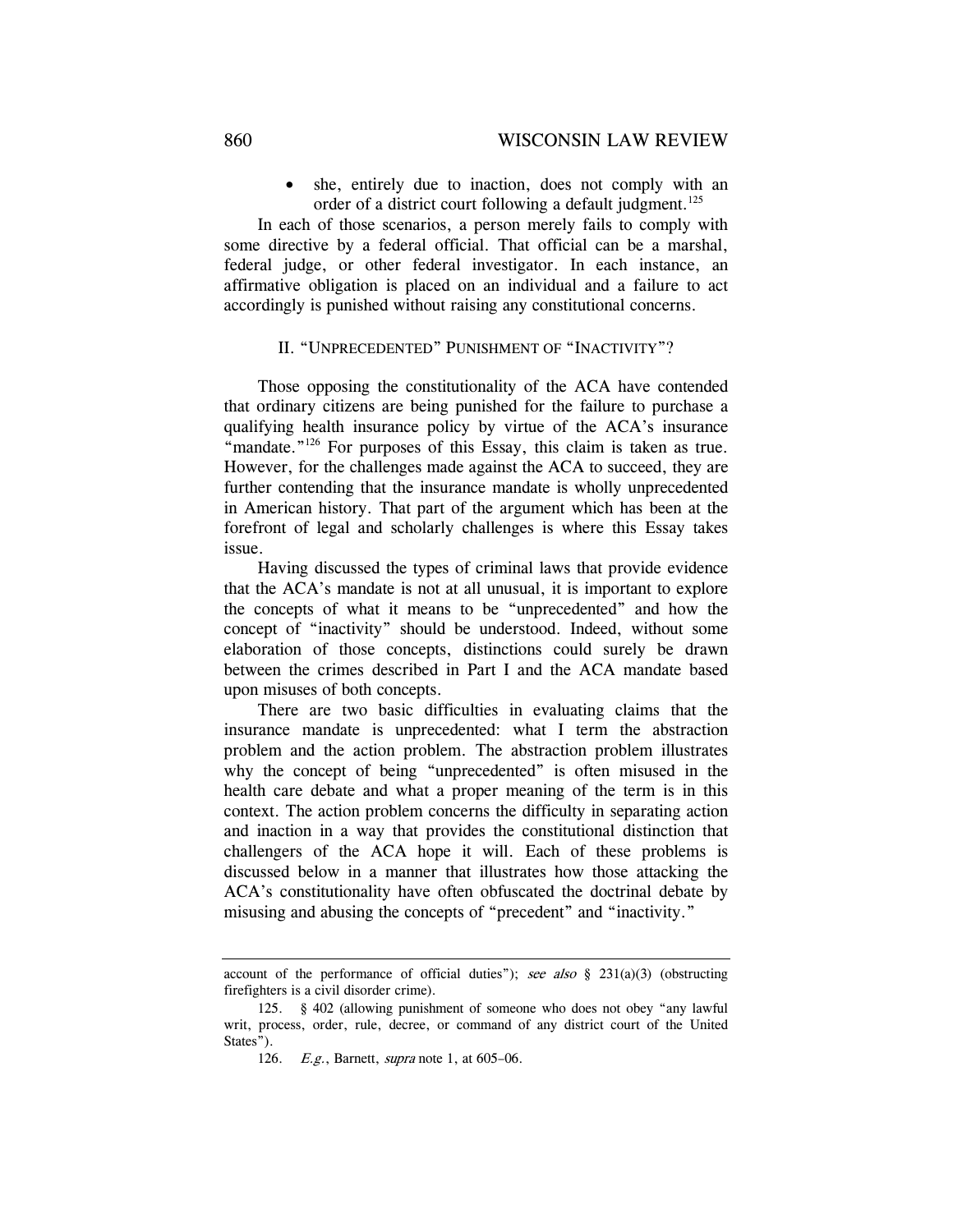- she, entirely due to inaction, does not comply with an order of a district court following a default judgment.[125]

In each of those scenarios, a person merely fails to comply with some directive by a federal official. That official can be a marshal, federal judge, or other federal investigator. In each instance, an affirmative obligation is placed on an individual and a failure to act accordingly is punished without raising any constitutional concerns.

## II. "UNPRECEDENTED" PUNISHMENT OF "INACTIVITY"?

Those opposing the constitutionality of the ACA have contended that ordinary citizens are being punished for the failure to purchase a qualifying health insurance policy by virtue of the ACA's insurance "mandate."[126] For purposes of this Essay, this claim is taken as true. However, for the challenges made against the ACA to succeed, they are further contending that the insurance mandate is wholly unprecedented in American history. That part of the argument which has been at the forefront of legal and scholarly challenges is where this Essay takes issue.

Having discussed the types of criminal laws that provide evidence that the ACA's mandate is not at all unusual, it is important to explore the concepts of what it means to be "unprecedented" and how the concept of "inactivity" should be understood. Indeed, without some elaboration of those concepts, distinctions could surely be drawn between the crimes described in Part I and the ACA mandate based upon misuses of both concepts.

There are two basic difficulties in evaluating claims that the insurance mandate is unprecedented: what I term the abstraction problem and the action problem. The abstraction problem illustrates why the concept of being "unprecedented" is often misused in the health care debate and what a proper meaning of the term is in this context. The action problem concerns the difficulty in separating action and inaction in a way that provides the constitutional distinction that challengers of the ACA hope it will. Each of these problems is discussed below in a manner that illustrates how those attacking the ACA's constitutionality have often obfuscated the doctrinal debate by misusing and abusing the concepts of "precedent" and "inactivity."

---

account of the performance of official duties"); *see also* § 231(a)(3) (obstructing firefighters is a civil disorder crime).

125. § 402 (allowing punishment of someone who does not obey "any lawful writ, process, order, rule, decree, or command of any district court of the United States").

126. *E.g.*, Barnett, *supra* note 1, at 605–06.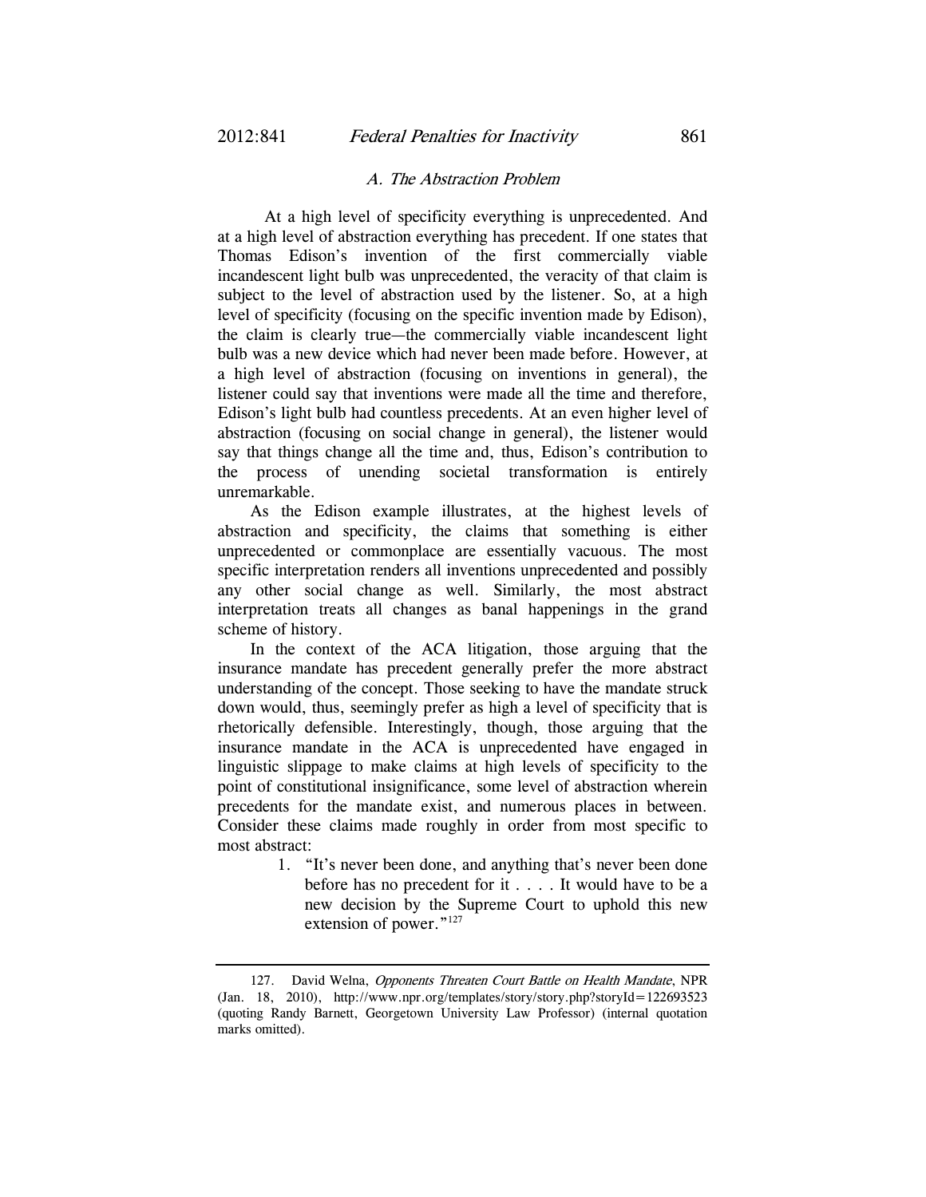### *A. The Abstraction Problem*

At a high level of specificity everything is unprecedented. And at a high level of abstraction everything has precedent. If one states that Thomas Edison's invention of the first commercially viable incandescent light bulb was unprecedented, the veracity of that claim is subject to the level of abstraction used by the listener. So, at a high level of specificity (focusing on the specific invention made by Edison), the claim is clearly true—the commercially viable incandescent light bulb was a new device which had never been made before. However, at a high level of abstraction (focusing on inventions in general), the listener could say that inventions were made all the time and therefore, Edison's light bulb had countless precedents. At an even higher level of abstraction (focusing on social change in general), the listener would say that things change all the time and, thus, Edison's contribution to the process of unending societal transformation is entirely unremarkable.

As the Edison example illustrates, at the highest levels of abstraction and specificity, the claims that something is either unprecedented or commonplace are essentially vacuous. The most specific interpretation renders all inventions unprecedented and possibly any other social change as well. Similarly, the most abstract interpretation treats all changes as banal happenings in the grand scheme of history.

In the context of the ACA litigation, those arguing that the insurance mandate has precedent generally prefer the more abstract understanding of the concept. Those seeking to have the mandate struck down would, thus, seemingly prefer as high a level of specificity that is rhetorically defensible. Interestingly, though, those arguing that the insurance mandate in the ACA is unprecedented have engaged in linguistic slippage to make claims at high levels of specificity to the point of constitutional insignificance, some level of abstraction wherein precedents for the mandate exist, and numerous places in between. Consider these claims made roughly in order from most specific to most abstract:

1. "It's never been done, and anything that's never been done before has no precedent for it . . . . It would have to be a new decision by the Supreme Court to uphold this new extension of power."[127]

---

127. David Welna, *Opponents Threaten Court Battle on Health Mandate*, NPR (Jan. 18, 2010), http://www.npr.org/templates/story/story.php?storyId=122693523 (quoting Randy Barnett, Georgetown University Law Professor) (internal quotation marks omitted).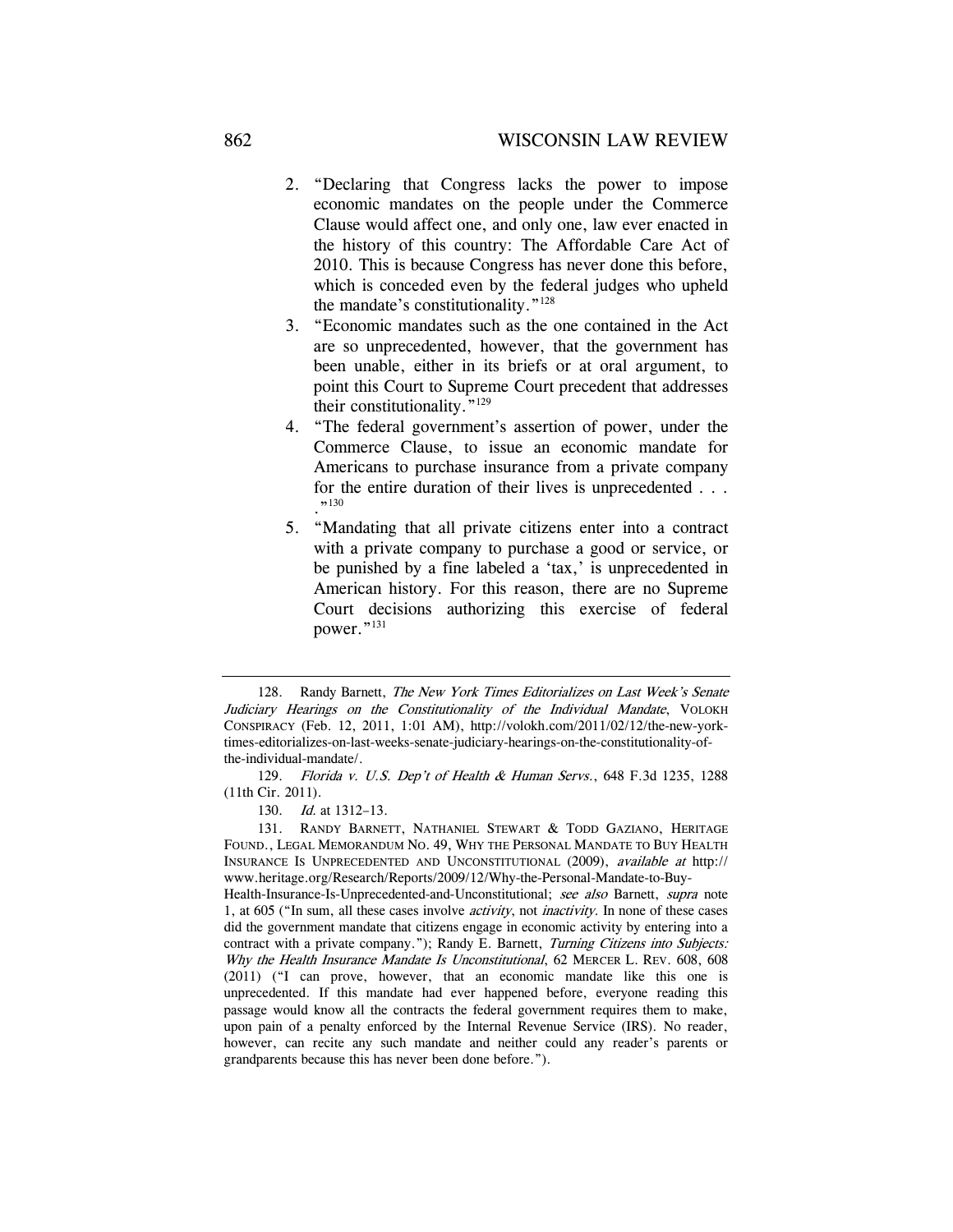2. "Declaring that Congress lacks the power to impose economic mandates on the people under the Commerce Clause would affect one, and only one, law ever enacted in the history of this country: The Affordable Care Act of 2010. This is because Congress has never done this before, which is conceded even by the federal judges who upheld the mandate's constitutionality."[128]
3. "Economic mandates such as the one contained in the Act are so unprecedented, however, that the government has been unable, either in its briefs or at oral argument, to point this Court to Supreme Court precedent that addresses their constitutionality."[129]
4. "The federal government's assertion of power, under the Commerce Clause, to issue an economic mandate for Americans to purchase insurance from a private company for the entire duration of their lives is unprecedented . . . ."[130]
5. "Mandating that all private citizens enter into a contract with a private company to purchase a good or service, or be punished by a fine labeled a 'tax,' is unprecedented in American history. For this reason, there are no Supreme Court decisions authorizing this exercise of federal power."[131]

---

128. Randy Barnett, *The New York Times Editorializes on Last Week's Senate Judiciary Hearings on the Constitutionality of the Individual Mandate*, VOLOKH CONSPIRACY (Feb. 12, 2011, 1:01 AM), http://volokh.com/2011/02/12/the-new-york-times-editorializes-on-last-weeks-senate-judiciary-hearings-on-the-constitutionality-of-the-individual-mandate/.

129. *Florida v. U.S. Dep't of Health & Human Servs.*, 648 F.3d 1235, 1288 (11th Cir. 2011).

130. *Id.* at 1312–13.

131. RANDY BARNETT, NATHANIEL STEWART & TODD GAZIANO, HERITAGE FOUND., LEGAL MEMORANDUM NO. 49, WHY THE PERSONAL MANDATE TO BUY HEALTH INSURANCE IS UNPRECEDENTED AND UNCONSTITUTIONAL (2009), *available at* http://www.heritage.org/Research/Reports/2009/12/Why-the-Personal-Mandate-to-Buy-Health-Insurance-Is-Unprecedented-and-Unconstitutional; *see also* Barnett, *supra* note 1, at 605 ("In sum, all these cases involve *activity*, not *inactivity*. In none of these cases did the government mandate that citizens engage in economic activity by entering into a contract with a private company."); Randy E. Barnett, *Turning Citizens into Subjects: Why the Health Insurance Mandate Is Unconstitutional*, 62 MERCER L. REV. 608, 608 (2011) ("I can prove, however, that an economic mandate like this one is unprecedented. If this mandate had ever happened before, everyone reading this passage would know all the contracts the federal government requires them to make, upon pain of a penalty enforced by the Internal Revenue Service (IRS). No reader, however, can recite any such mandate and neither could any reader's parents or grandparents because this has never been done before.").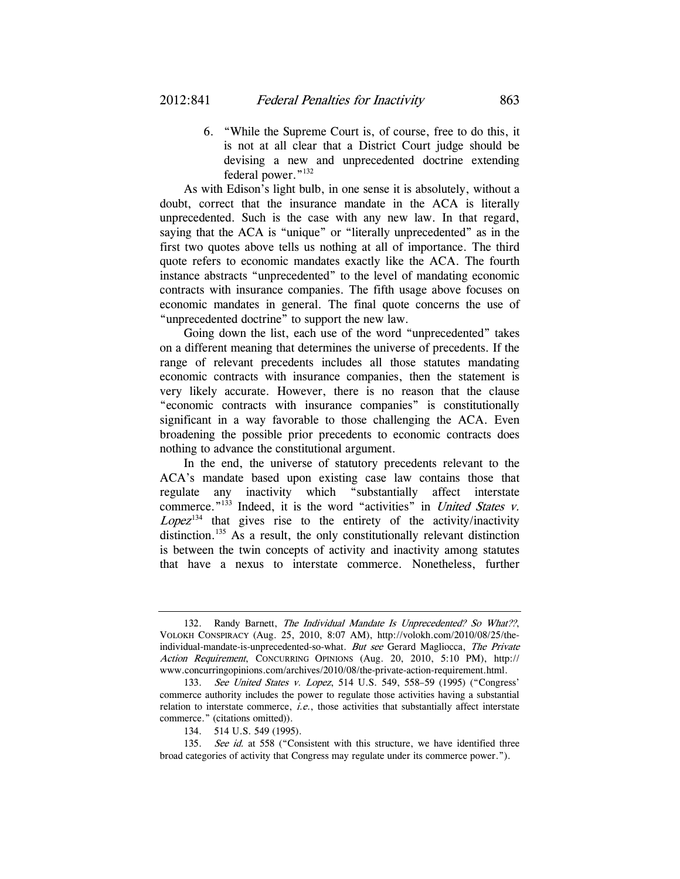6. "While the Supreme Court is, of course, free to do this, it is not at all clear that a District Court judge should be devising a new and unprecedented doctrine extending federal power."[132]

As with Edison's light bulb, in one sense it is absolutely, without a doubt, correct that the insurance mandate in the ACA is literally unprecedented. Such is the case with any new law. In that regard, saying that the ACA is "unique" or "literally unprecedented" as in the first two quotes above tells us nothing at all of importance. The third quote refers to economic mandates exactly like the ACA. The fourth instance abstracts "unprecedented" to the level of mandating economic contracts with insurance companies. The fifth usage above focuses on economic mandates in general. The final quote concerns the use of "unprecedented doctrine" to support the new law.

Going down the list, each use of the word "unprecedented" takes on a different meaning that determines the universe of precedents. If the range of relevant precedents includes all those statutes mandating economic contracts with insurance companies, then the statement is very likely accurate. However, there is no reason that the clause "economic contracts with insurance companies" is constitutionally significant in a way favorable to those challenging the ACA. Even broadening the possible prior precedents to economic contracts does nothing to advance the constitutional argument.

In the end, the universe of statutory precedents relevant to the ACA's mandate based upon existing case law contains those that regulate any inactivity which "substantially affect interstate commerce."[133] Indeed, it is the word "activities" in *United States v. Lopez*[134] that gives rise to the entirety of the activity/inactivity distinction.[135] As a result, the only constitutionally relevant distinction is between the twin concepts of activity and inactivity among statutes that have a nexus to interstate commerce. Nonetheless, further

---

132. Randy Barnett, *The Individual Mandate Is Unprecedented? So What??*, VOLOKH CONSPIRACY (Aug. 25, 2010, 8:07 AM), http://volokh.com/2010/08/25/the-individual-mandate-is-unprecedented-so-what. *But see* Gerard Magliocca, *The Private Action Requirement*, CONCURRING OPINIONS (Aug. 20, 2010, 5:10 PM), http://www.concurringopinions.com/archives/2010/08/the-private-action-requirement.html.

133. *See United States v. Lopez*, 514 U.S. 549, 558–59 (1995) ("Congress' commerce authority includes the power to regulate those activities having a substantial relation to interstate commerce, *i.e.*, those activities that substantially affect interstate commerce." (citations omitted)).

134. 514 U.S. 549 (1995).

135. *See id.* at 558 ("Consistent with this structure, we have identified three broad categories of activity that Congress may regulate under its commerce power.").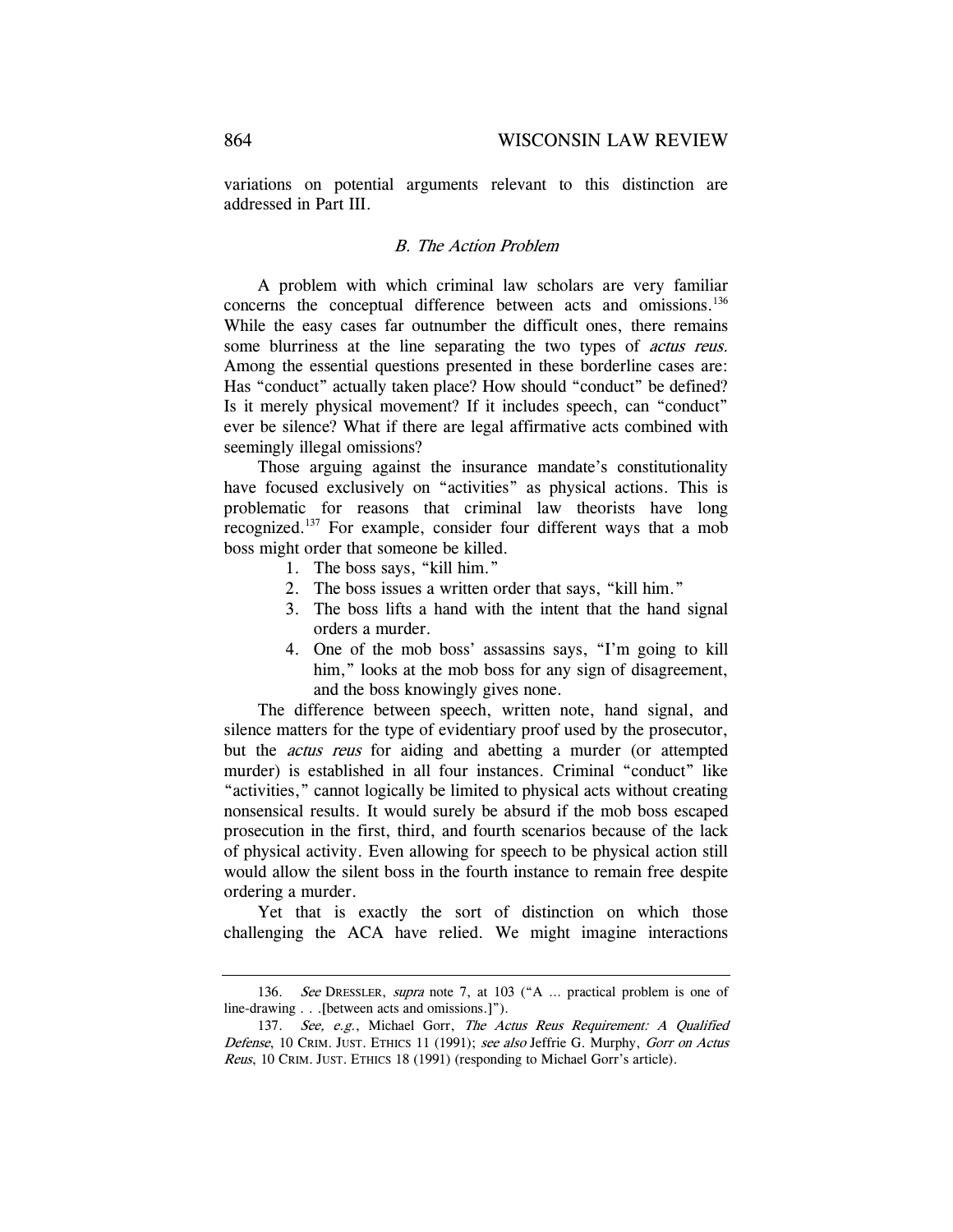variations on potential arguments relevant to this distinction are addressed in Part III.

### *B. The Action Problem*

A problem with which criminal law scholars are very familiar concerns the conceptual difference between acts and omissions.[136] While the easy cases far outnumber the difficult ones, there remains some blurriness at the line separating the two types of *actus reus.* Among the essential questions presented in these borderline cases are: Has "conduct" actually taken place? How should "conduct" be defined? Is it merely physical movement? If it includes speech, can "conduct" ever be silence? What if there are legal affirmative acts combined with seemingly illegal omissions?

Those arguing against the insurance mandate's constitutionality have focused exclusively on "activities" as physical actions. This is problematic for reasons that criminal law theorists have long recognized.[137] For example, consider four different ways that a mob boss might order that someone be killed.

1. The boss says, "kill him."
2. The boss issues a written order that says, "kill him."
3. The boss lifts a hand with the intent that the hand signal orders a murder.
4. One of the mob boss' assassins says, "I'm going to kill him," looks at the mob boss for any sign of disagreement, and the boss knowingly gives none.

The difference between speech, written note, hand signal, and silence matters for the type of evidentiary proof used by the prosecutor, but the *actus reus* for aiding and abetting a murder (or attempted murder) is established in all four instances. Criminal "conduct" like "activities," cannot logically be limited to physical acts without creating nonsensical results. It would surely be absurd if the mob boss escaped prosecution in the first, third, and fourth scenarios because of the lack of physical activity. Even allowing for speech to be physical action still would allow the silent boss in the fourth instance to remain free despite ordering a murder.

Yet that is exactly the sort of distinction on which those challenging the ACA have relied. We might imagine interactions

---

136. *See* DRESSLER, *supra* note 7, at 103 ("A … practical problem is one of line-drawing . . .[between acts and omissions.]").

137. *See, e.g.*, Michael Gorr, *The Actus Reus Requirement: A Qualified Defense*, 10 CRIM. JUST. ETHICS 11 (1991); *see also* Jeffrie G. Murphy, *Gorr on Actus Reus*, 10 CRIM. JUST. ETHICS 18 (1991) (responding to Michael Gorr's article).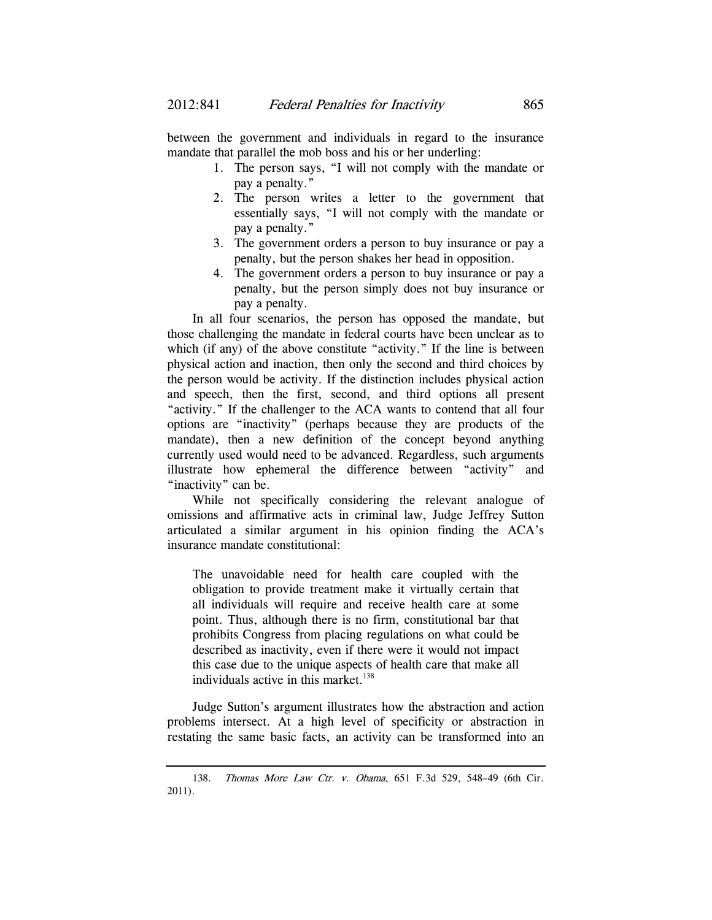between the government and individuals in regard to the insurance mandate that parallel the mob boss and his or her underling:

1. The person says, "I will not comply with the mandate or pay a penalty."
2. The person writes a letter to the government that essentially says, "I will not comply with the mandate or pay a penalty."
3. The government orders a person to buy insurance or pay a penalty, but the person shakes her head in opposition.
4. The government orders a person to buy insurance or pay a penalty, but the person simply does not buy insurance or pay a penalty.

In all four scenarios, the person has opposed the mandate, but those challenging the mandate in federal courts have been unclear as to which (if any) of the above constitute "activity." If the line is between physical action and inaction, then only the second and third choices by the person would be activity. If the distinction includes physical action and speech, then the first, second, and third options all present "activity." If the challenger to the ACA wants to contend that all four options are "inactivity" (perhaps because they are products of the mandate), then a new definition of the concept beyond anything currently used would need to be advanced. Regardless, such arguments illustrate how ephemeral the difference between "activity" and "inactivity" can be.

While not specifically considering the relevant analogue of omissions and affirmative acts in criminal law, Judge Jeffrey Sutton articulated a similar argument in his opinion finding the ACA's insurance mandate constitutional:

> The unavoidable need for health care coupled with the obligation to provide treatment make it virtually certain that all individuals will require and receive health care at some point. Thus, although there is no firm, constitutional bar that prohibits Congress from placing regulations on what could be described as inactivity, even if there were it would not impact this case due to the unique aspects of health care that make all individuals active in this market.[138]

Judge Sutton's argument illustrates how the abstraction and action problems intersect. At a high level of specificity or abstraction in restating the same basic facts, an activity can be transformed into an

138. *Thomas More Law Ctr. v. Obama*, 651 F.3d 529, 548–49 (6th Cir. 2011).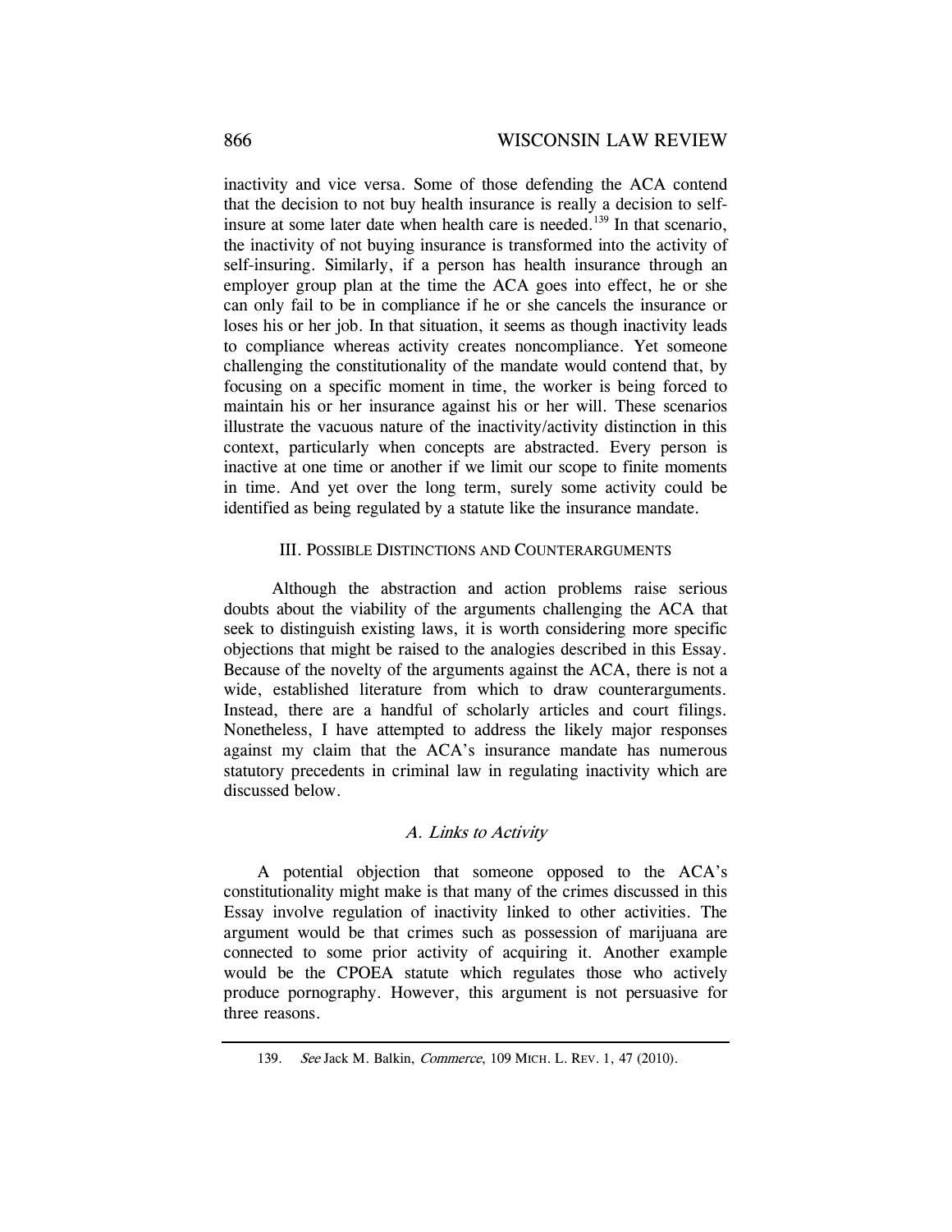inactivity and vice versa. Some of those defending the ACA contend that the decision to not buy health insurance is really a decision to self-insure at some later date when health care is needed.[139] In that scenario, the inactivity of not buying insurance is transformed into the activity of self-insuring. Similarly, if a person has health insurance through an employer group plan at the time the ACA goes into effect, he or she can only fail to be in compliance if he or she cancels the insurance or loses his or her job. In that situation, it seems as though inactivity leads to compliance whereas activity creates noncompliance. Yet someone challenging the constitutionality of the mandate would contend that, by focusing on a specific moment in time, the worker is being forced to maintain his or her insurance against his or her will. These scenarios illustrate the vacuous nature of the inactivity/activity distinction in this context, particularly when concepts are abstracted. Every person is inactive at one time or another if we limit our scope to finite moments in time. And yet over the long term, surely some activity could be identified as being regulated by a statute like the insurance mandate.

## III. Possible Distinctions and Counterarguments

Although the abstraction and action problems raise serious doubts about the viability of the arguments challenging the ACA that seek to distinguish existing laws, it is worth considering more specific objections that might be raised to the analogies described in this Essay. Because of the novelty of the arguments against the ACA, there is not a wide, established literature from which to draw counterarguments. Instead, there are a handful of scholarly articles and court filings. Nonetheless, I have attempted to address the likely major responses against my claim that the ACA's insurance mandate has numerous statutory precedents in criminal law in regulating inactivity which are discussed below.

### *A. Links to Activity*

A potential objection that someone opposed to the ACA's constitutionality might make is that many of the crimes discussed in this Essay involve regulation of inactivity linked to other activities. The argument would be that crimes such as possession of marijuana are connected to some prior activity of acquiring it. Another example would be the CPOEA statute which regulates those who actively produce pornography. However, this argument is not persuasive for three reasons.

139. *See* Jack M. Balkin, *Commerce*, 109 MICH. L. REV. 1, 47 (2010).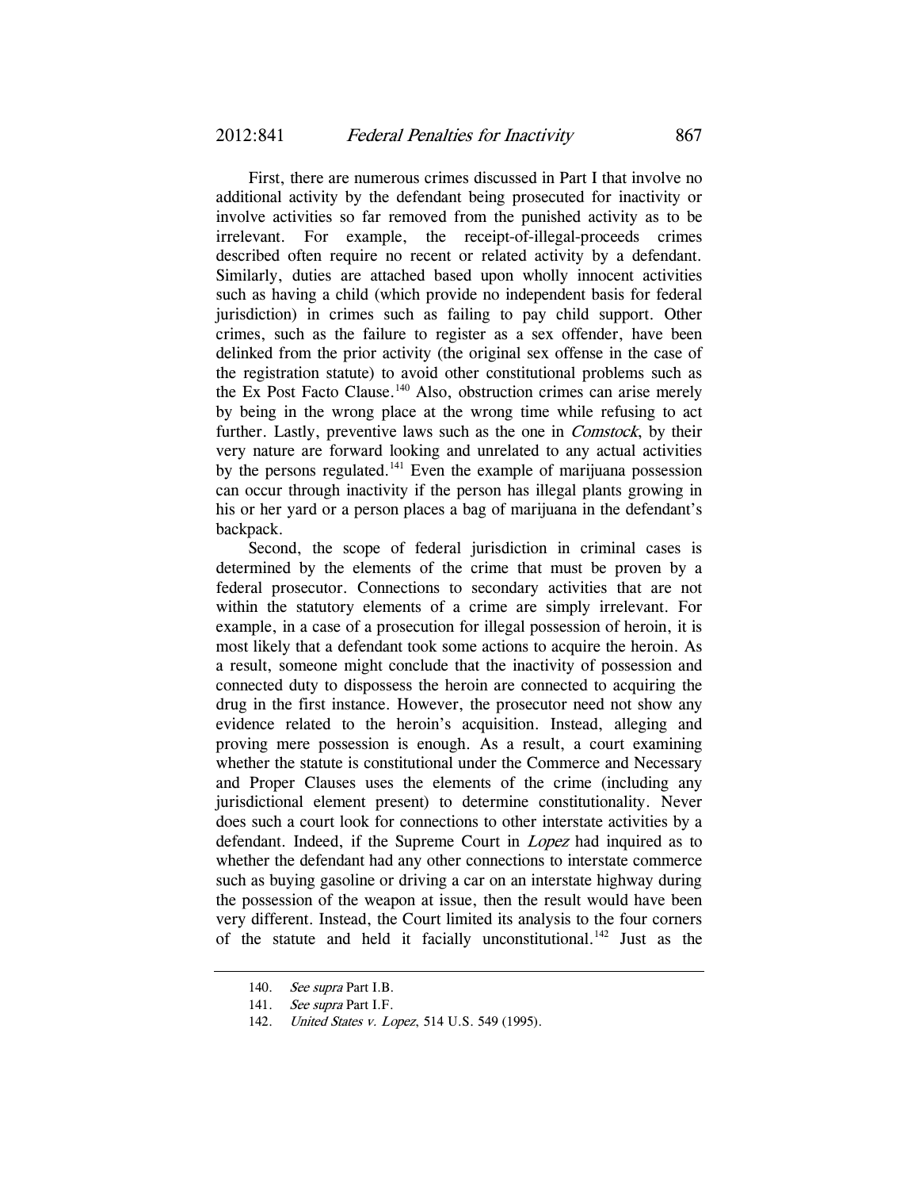First, there are numerous crimes discussed in Part I that involve no additional activity by the defendant being prosecuted for inactivity or involve activities so far removed from the punished activity as to be irrelevant. For example, the receipt-of-illegal-proceeds crimes described often require no recent or related activity by a defendant. Similarly, duties are attached based upon wholly innocent activities such as having a child (which provide no independent basis for federal jurisdiction) in crimes such as failing to pay child support. Other crimes, such as the failure to register as a sex offender, have been delinked from the prior activity (the original sex offense in the case of the registration statute) to avoid other constitutional problems such as the Ex Post Facto Clause.[140] Also, obstruction crimes can arise merely by being in the wrong place at the wrong time while refusing to act further. Lastly, preventive laws such as the one in *Comstock*, by their very nature are forward looking and unrelated to any actual activities by the persons regulated.[141] Even the example of marijuana possession can occur through inactivity if the person has illegal plants growing in his or her yard or a person places a bag of marijuana in the defendant's backpack.

Second, the scope of federal jurisdiction in criminal cases is determined by the elements of the crime that must be proven by a federal prosecutor. Connections to secondary activities that are not within the statutory elements of a crime are simply irrelevant. For example, in a case of a prosecution for illegal possession of heroin, it is most likely that a defendant took some actions to acquire the heroin. As a result, someone might conclude that the inactivity of possession and connected duty to dispossess the heroin are connected to acquiring the drug in the first instance. However, the prosecutor need not show any evidence related to the heroin's acquisition. Instead, alleging and proving mere possession is enough. As a result, a court examining whether the statute is constitutional under the Commerce and Necessary and Proper Clauses uses the elements of the crime (including any jurisdictional element present) to determine constitutionality. Never does such a court look for connections to other interstate activities by a defendant. Indeed, if the Supreme Court in *Lopez* had inquired as to whether the defendant had any other connections to interstate commerce such as buying gasoline or driving a car on an interstate highway during the possession of the weapon at issue, then the result would have been very different. Instead, the Court limited its analysis to the four corners of the statute and held it facially unconstitutional.[142] Just as the

---

140. *See supra* Part I.B.

141. *See supra* Part I.F.

142. *United States v. Lopez*, 514 U.S. 549 (1995).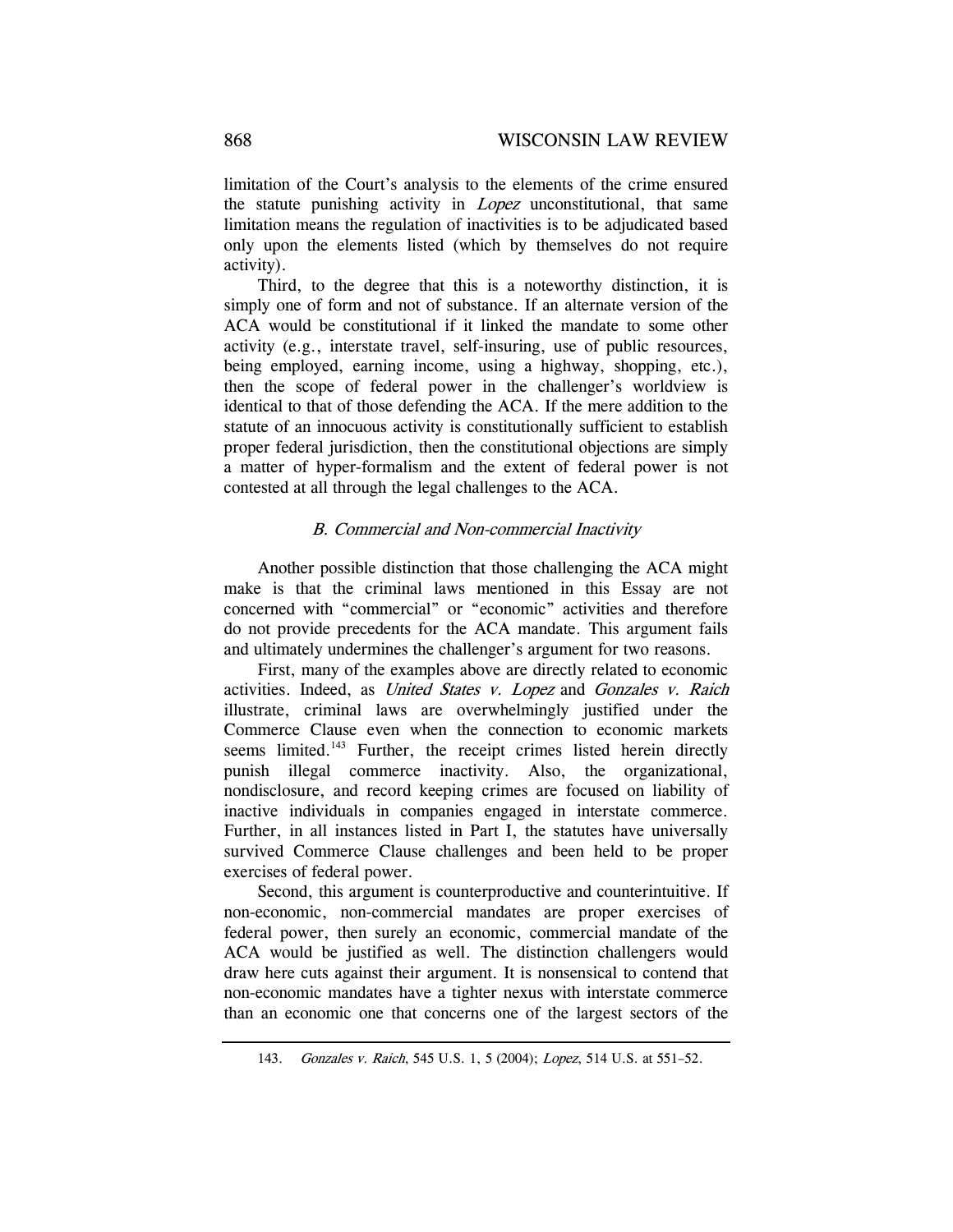limitation of the Court's analysis to the elements of the crime ensured the statute punishing activity in *Lopez* unconstitutional, that same limitation means the regulation of inactivities is to be adjudicated based only upon the elements listed (which by themselves do not require activity).

Third, to the degree that this is a noteworthy distinction, it is simply one of form and not of substance. If an alternate version of the ACA would be constitutional if it linked the mandate to some other activity (e.g., interstate travel, self-insuring, use of public resources, being employed, earning income, using a highway, shopping, etc.), then the scope of federal power in the challenger's worldview is identical to that of those defending the ACA. If the mere addition to the statute of an innocuous activity is constitutionally sufficient to establish proper federal jurisdiction, then the constitutional objections are simply a matter of hyper-formalism and the extent of federal power is not contested at all through the legal challenges to the ACA.

### *B. Commercial and Non-commercial Inactivity*

Another possible distinction that those challenging the ACA might make is that the criminal laws mentioned in this Essay are not concerned with "commercial" or "economic" activities and therefore do not provide precedents for the ACA mandate. This argument fails and ultimately undermines the challenger's argument for two reasons.

First, many of the examples above are directly related to economic activities. Indeed, as *United States v. Lopez* and *Gonzales v. Raich* illustrate, criminal laws are overwhelmingly justified under the Commerce Clause even when the connection to economic markets seems limited.[143] Further, the receipt crimes listed herein directly punish illegal commerce inactivity. Also, the organizational, nondisclosure, and record keeping crimes are focused on liability of inactive individuals in companies engaged in interstate commerce. Further, in all instances listed in Part I, the statutes have universally survived Commerce Clause challenges and been held to be proper exercises of federal power.

Second, this argument is counterproductive and counterintuitive. If non-economic, non-commercial mandates are proper exercises of federal power, then surely an economic, commercial mandate of the ACA would be justified as well. The distinction challengers would draw here cuts against their argument. It is nonsensical to contend that non-economic mandates have a tighter nexus with interstate commerce than an economic one that concerns one of the largest sectors of the

143. *Gonzales v. Raich*, 545 U.S. 1, 5 (2004); *Lopez*, 514 U.S. at 551–52.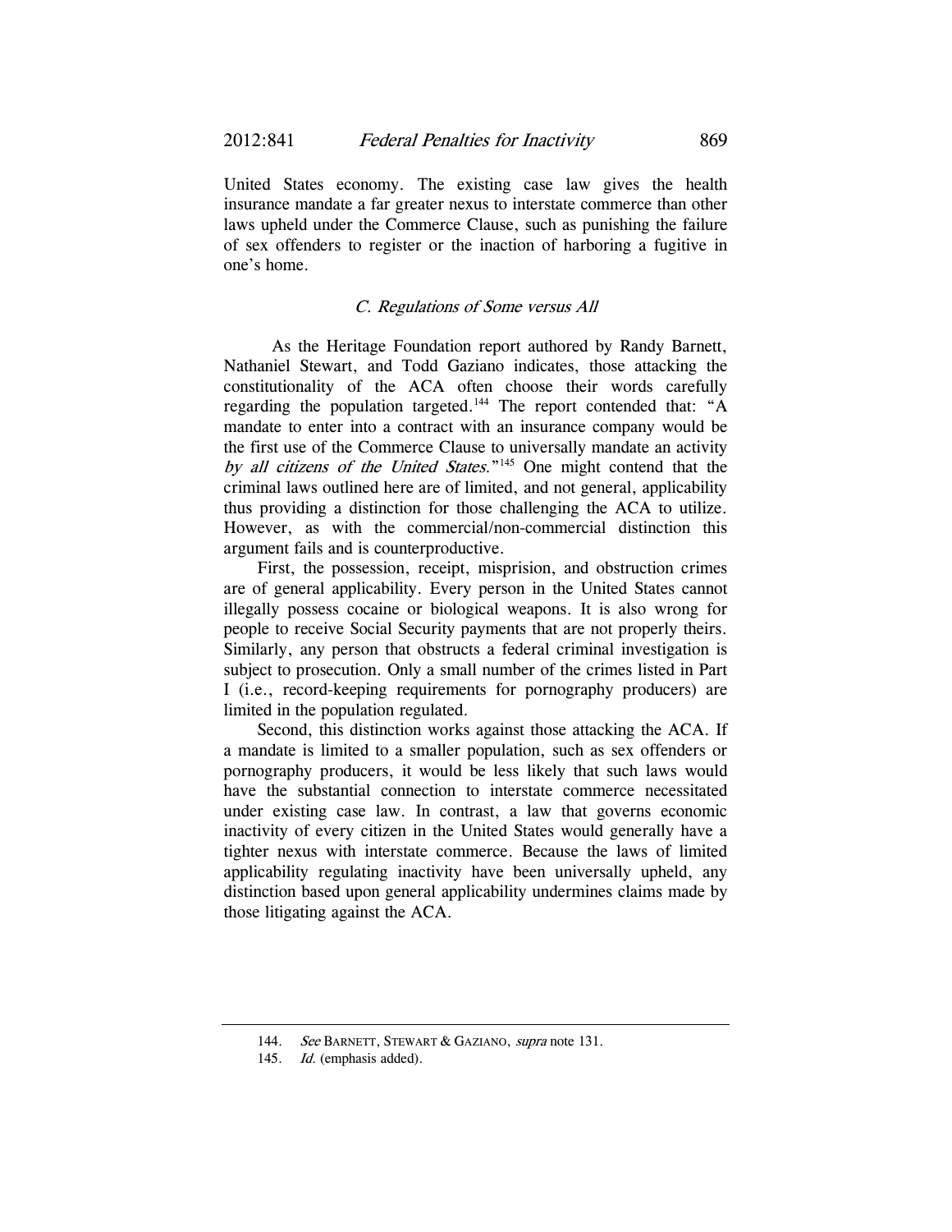United States economy. The existing case law gives the health insurance mandate a far greater nexus to interstate commerce than other laws upheld under the Commerce Clause, such as punishing the failure of sex offenders to register or the inaction of harboring a fugitive in one's home.

### *C. Regulations of Some versus All*

As the Heritage Foundation report authored by Randy Barnett, Nathaniel Stewart, and Todd Gaziano indicates, those attacking the constitutionality of the ACA often choose their words carefully regarding the population targeted.[144] The report contended that: "A mandate to enter into a contract with an insurance company would be the first use of the Commerce Clause to universally mandate an activity *by all citizens of the United States*."[145] One might contend that the criminal laws outlined here are of limited, and not general, applicability thus providing a distinction for those challenging the ACA to utilize. However, as with the commercial/non-commercial distinction this argument fails and is counterproductive.

First, the possession, receipt, misprision, and obstruction crimes are of general applicability. Every person in the United States cannot illegally possess cocaine or biological weapons. It is also wrong for people to receive Social Security payments that are not properly theirs. Similarly, any person that obstructs a federal criminal investigation is subject to prosecution. Only a small number of the crimes listed in Part I (i.e., record-keeping requirements for pornography producers) are limited in the population regulated.

Second, this distinction works against those attacking the ACA. If a mandate is limited to a smaller population, such as sex offenders or pornography producers, it would be less likely that such laws would have the substantial connection to interstate commerce necessitated under existing case law. In contrast, a law that governs economic inactivity of every citizen in the United States would generally have a tighter nexus with interstate commerce. Because the laws of limited applicability regulating inactivity have been universally upheld, any distinction based upon general applicability undermines claims made by those litigating against the ACA.

---

144. *See* BARNETT, STEWART & GAZIANO, *supra* note 131.

145. *Id.* (emphasis added).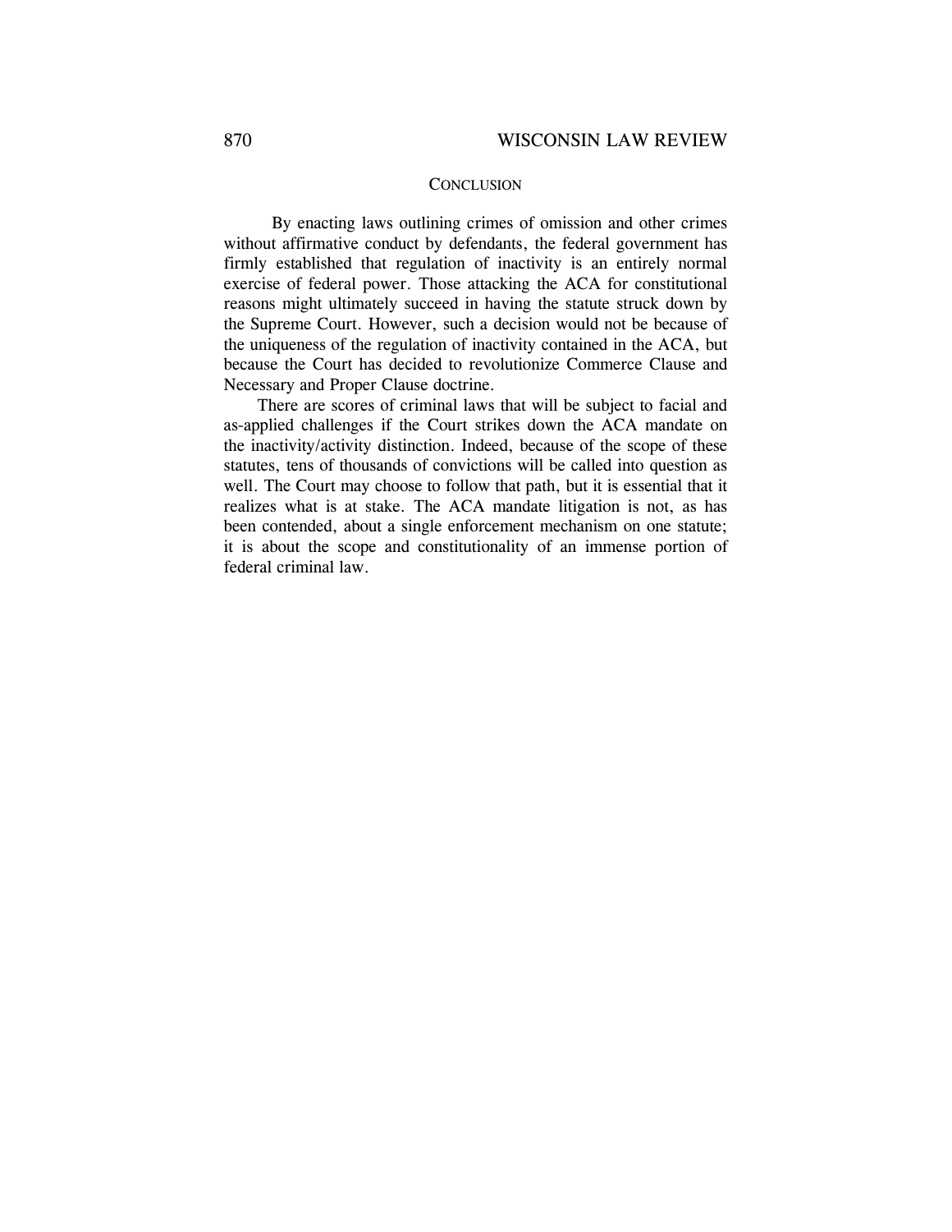## CONCLUSION

By enacting laws outlining crimes of omission and other crimes without affirmative conduct by defendants, the federal government has firmly established that regulation of inactivity is an entirely normal exercise of federal power. Those attacking the ACA for constitutional reasons might ultimately succeed in having the statute struck down by the Supreme Court. However, such a decision would not be because of the uniqueness of the regulation of inactivity contained in the ACA, but because the Court has decided to revolutionize Commerce Clause and Necessary and Proper Clause doctrine.

There are scores of criminal laws that will be subject to facial and as-applied challenges if the Court strikes down the ACA mandate on the inactivity/activity distinction. Indeed, because of the scope of these statutes, tens of thousands of convictions will be called into question as well. The Court may choose to follow that path, but it is essential that it realizes what is at stake. The ACA mandate litigation is not, as has been contended, about a single enforcement mechanism on one statute; it is about the scope and constitutionality of an immense portion of federal criminal law.